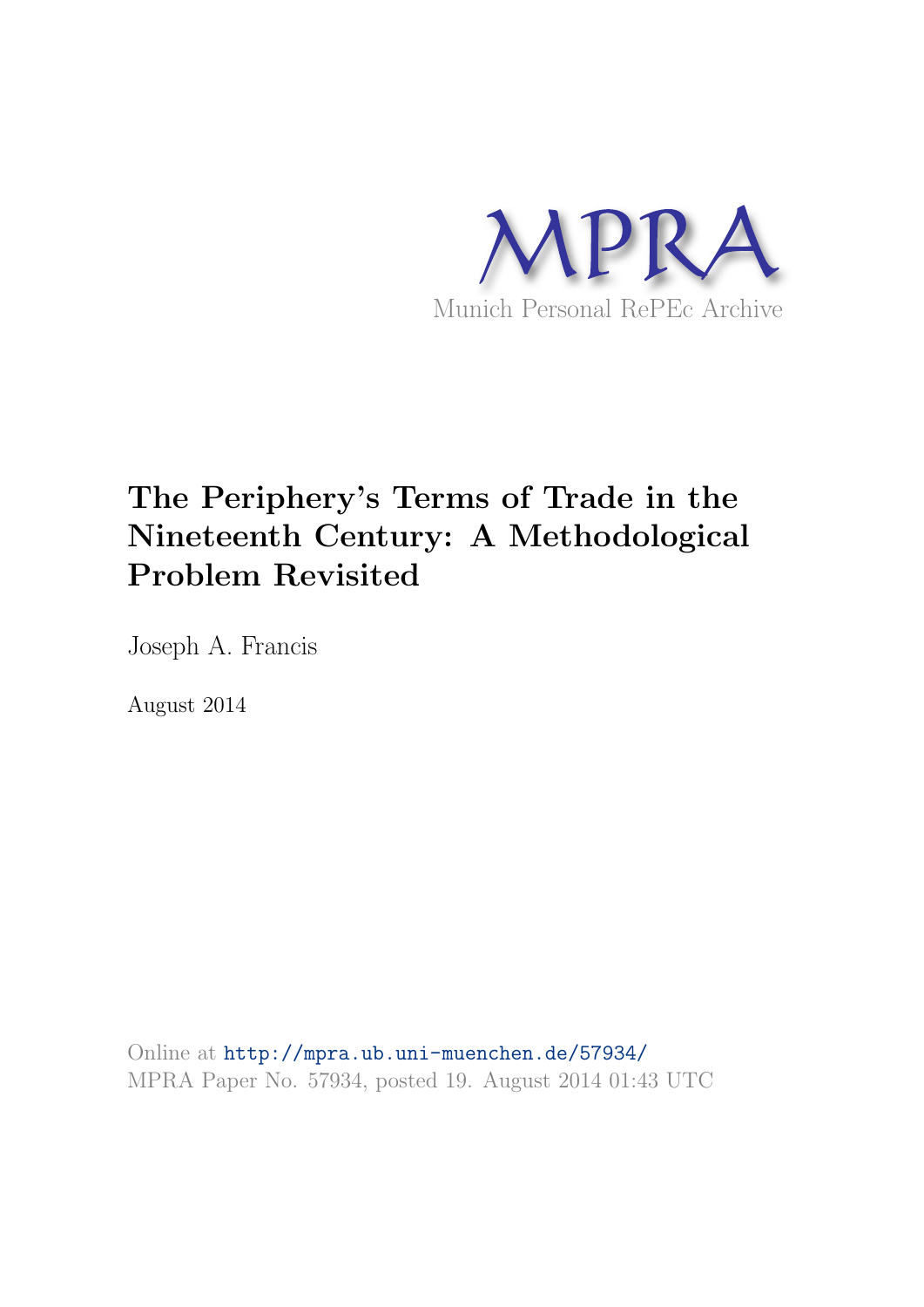MPRA

Munich Personal RePEc Archive

# The Periphery's Terms of Trade in the Nineteenth Century: A Methodological Problem Revisited

Joseph A. Francis

August 2014

Online at http://mpra.ub.uni-muenchen.de/57934/
MPRA Paper No. 57934, posted 19. August 2014 01:43 UTC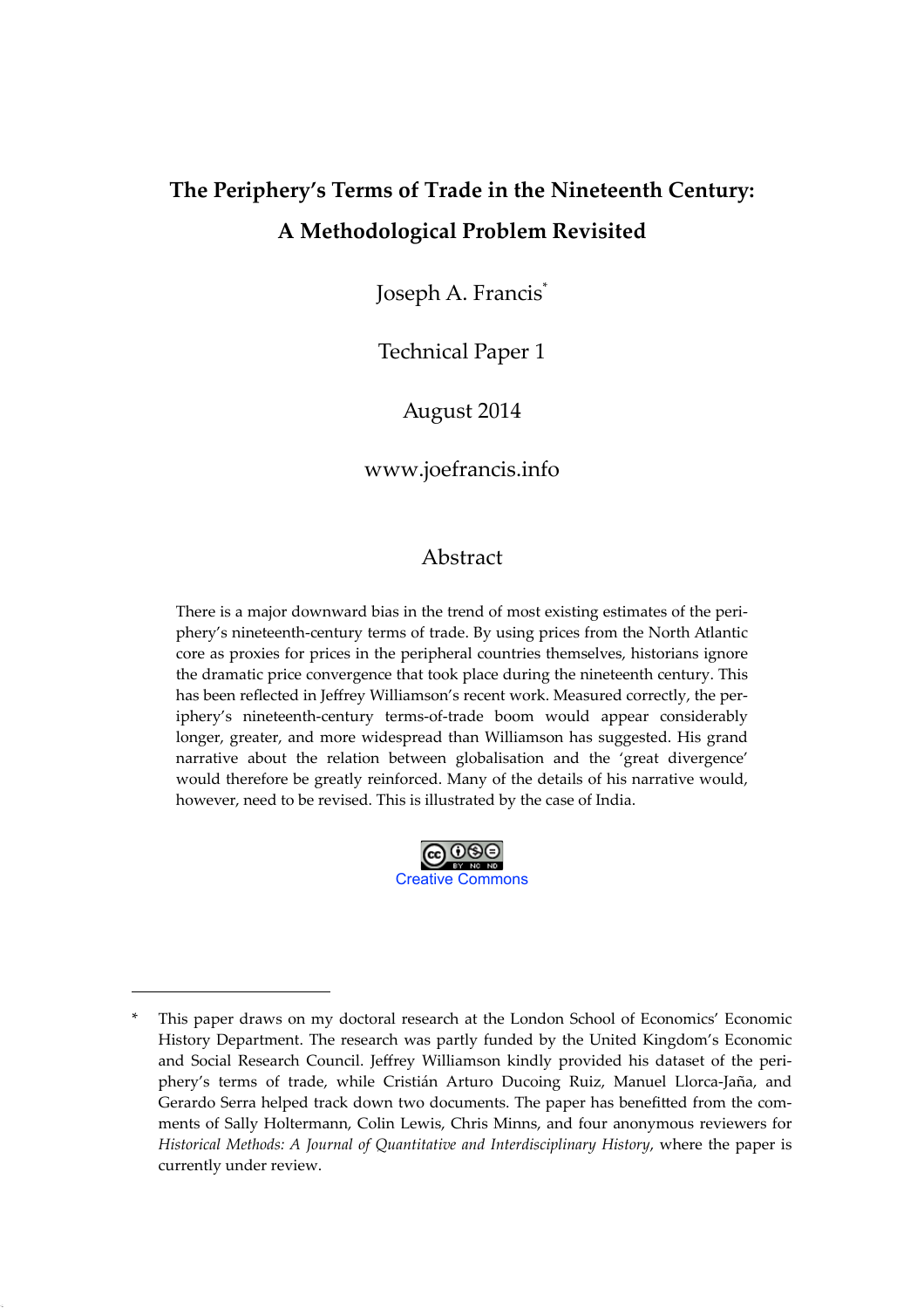# The Periphery's Terms of Trade in the Nineteenth Century: A Methodological Problem Revisited

Joseph A. Francis*

Technical Paper 1

August 2014

www.joefrancis.info

## Abstract

There is a major downward bias in the trend of most existing estimates of the periphery's nineteenth-century terms of trade. By using prices from the North Atlantic core as proxies for prices in the peripheral countries themselves, historians ignore the dramatic price convergence that took place during the nineteenth century. This has been reflected in Jeffrey Williamson's recent work. Measured correctly, the periphery's nineteenth-century terms-of-trade boom would appear considerably longer, greater, and more widespread than Williamson has suggested. His grand narrative about the relation between globalisation and the 'great divergence' would therefore be greatly reinforced. Many of the details of his narrative would, however, need to be revised. This is illustrated by the case of India.

Creative Commons

---

\* This paper draws on my doctoral research at the London School of Economics' Economic History Department. The research was partly funded by the United Kingdom's Economic and Social Research Council. Jeffrey Williamson kindly provided his dataset of the periphery's terms of trade, while Cristián Arturo Ducoing Ruiz, Manuel Llorca-Jaña, and Gerardo Serra helped track down two documents. The paper has benefitted from the comments of Sally Holtermann, Colin Lewis, Chris Minns, and four anonymous reviewers for *Historical Methods: A Journal of Quantitative and Interdisciplinary History*, where the paper is currently under review.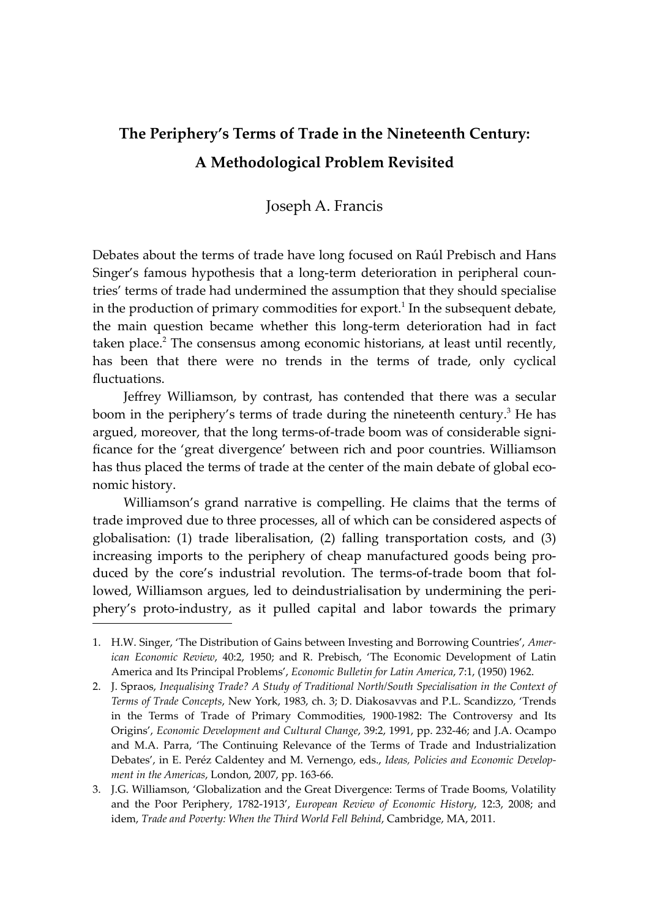# The Periphery's Terms of Trade in the Nineteenth Century: A Methodological Problem Revisited

Joseph A. Francis

Debates about the terms of trade have long focused on Raúl Prebisch and Hans Singer's famous hypothesis that a long-term deterioration in peripheral countries' terms of trade had undermined the assumption that they should specialise in the production of primary commodities for export.[1] In the subsequent debate, the main question became whether this long-term deterioration had in fact taken place.[2] The consensus among economic historians, at least until recently, has been that there were no trends in the terms of trade, only cyclical fluctuations.

Jeffrey Williamson, by contrast, has contended that there was a secular boom in the periphery's terms of trade during the nineteenth century.[3] He has argued, moreover, that the long terms-of-trade boom was of considerable significance for the 'great divergence' between rich and poor countries. Williamson has thus placed the terms of trade at the center of the main debate of global economic history.

Williamson's grand narrative is compelling. He claims that the terms of trade improved due to three processes, all of which can be considered aspects of globalisation: (1) trade liberalisation, (2) falling transportation costs, and (3) increasing imports to the periphery of cheap manufactured goods being produced by the core's industrial revolution. The terms-of-trade boom that followed, Williamson argues, led to deindustrialisation by undermining the periphery's proto-industry, as it pulled capital and labor towards the primary

---

1. H.W. Singer, 'The Distribution of Gains between Investing and Borrowing Countries', *American Economic Review*, 40:2, 1950; and R. Prebisch, 'The Economic Development of Latin America and Its Principal Problems', *Economic Bulletin for Latin America*, 7:1, (1950) 1962.
2. J. Spraos, *Inequalising Trade? A Study of Traditional North/South Specialisation in the Context of Terms of Trade Concepts*, New York, 1983, ch. 3; D. Diakosavvas and P.L. Scandizzo, 'Trends in the Terms of Trade of Primary Commodities, 1900-1982: The Controversy and Its Origins', *Economic Development and Cultural Change*, 39:2, 1991, pp. 232-46; and J.A. Ocampo and M.A. Parra, 'The Continuing Relevance of the Terms of Trade and Industrialization Debates', in E. Peréz Caldentey and M. Vernengo, eds., *Ideas, Policies and Economic Development in the Americas*, London, 2007, pp. 163-66.
3. J.G. Williamson, 'Globalization and the Great Divergence: Terms of Trade Booms, Volatility and the Poor Periphery, 1782-1913', *European Review of Economic History*, 12:3, 2008; and idem, *Trade and Poverty: When the Third World Fell Behind*, Cambridge, MA, 2011.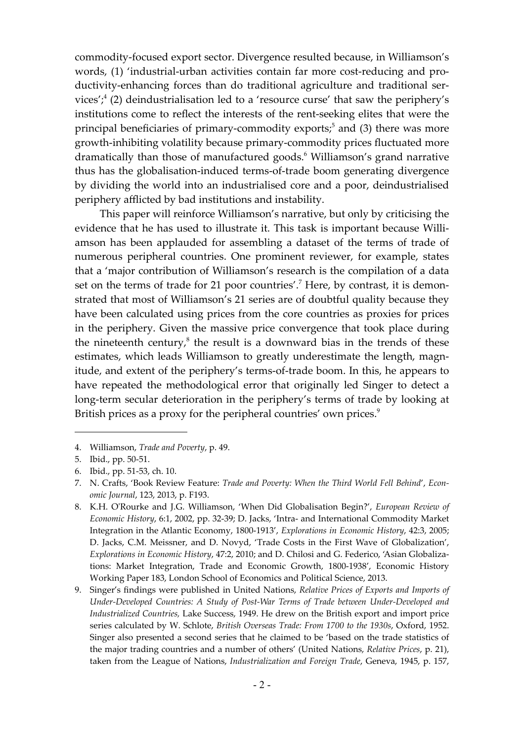commodity-focused export sector. Divergence resulted because, in Williamson's words, (1) 'industrial-urban activities contain far more cost-reducing and productivity-enhancing forces than do traditional agriculture and traditional services';[4] (2) deindustrialisation led to a 'resource curse' that saw the periphery's institutions come to reflect the interests of the rent-seeking elites that were the principal beneficiaries of primary-commodity exports;[5] and (3) there was more growth-inhibiting volatility because primary-commodity prices fluctuated more dramatically than those of manufactured goods.[6] Williamson's grand narrative thus has the globalisation-induced terms-of-trade boom generating divergence by dividing the world into an industrialised core and a poor, deindustrialised periphery afflicted by bad institutions and instability.

This paper will reinforce Williamson's narrative, but only by criticising the evidence that he has used to illustrate it. This task is important because Williamson has been applauded for assembling a dataset of the terms of trade of numerous peripheral countries. One prominent reviewer, for example, states that a 'major contribution of Williamson's research is the compilation of a data set on the terms of trade for 21 poor countries'.[7] Here, by contrast, it is demonstrated that most of Williamson's 21 series are of doubtful quality because they have been calculated using prices from the core countries as proxies for prices in the periphery. Given the massive price convergence that took place during the nineteenth century,[8] the result is a downward bias in the trends of these estimates, which leads Williamson to greatly underestimate the length, magnitude, and extent of the periphery's terms-of-trade boom. In this, he appears to have repeated the methodological error that originally led Singer to detect a long-term secular deterioration in the periphery's terms of trade by looking at British prices as a proxy for the peripheral countries' own prices.[9]

---

4. Williamson, *Trade and Poverty*, p. 49.
5. Ibid., pp. 50-51.
6. Ibid., pp. 51-53, ch. 10.
7. N. Crafts, 'Book Review Feature: *Trade and Poverty: When the Third World Fell Behind*', *Economic Journal*, 123, 2013, p. F193.
8. K.H. O'Rourke and J.G. Williamson, 'When Did Globalisation Begin?', *European Review of Economic History*, 6:1, 2002, pp. 32-39; D. Jacks, 'Intra- and International Commodity Market Integration in the Atlantic Economy, 1800-1913', *Explorations in Economic History*, 42:3, 2005; D. Jacks, C.M. Meissner, and D. Novyd, 'Trade Costs in the First Wave of Globalization', *Explorations in Economic History*, 47:2, 2010; and D. Chilosi and G. Federico, 'Asian Globalizations: Market Integration, Trade and Economic Growth, 1800-1938', Economic History Working Paper 183, London School of Economics and Political Science, 2013.
9. Singer's findings were published in United Nations, *Relative Prices of Exports and Imports of Under-Developed Countries: A Study of Post-War Terms of Trade between Under-Developed and Industrialized Countries,* Lake Success, 1949. He drew on the British export and import price series calculated by W. Schlote, *British Overseas Trade: From 1700 to the 1930s*, Oxford, 1952. Singer also presented a second series that he claimed to be 'based on the trade statistics of the major trading countries and a number of others' (United Nations, *Relative Prices*, p. 21), taken from the League of Nations, *Industrialization and Foreign Trade*, Geneva, 1945, p. 157,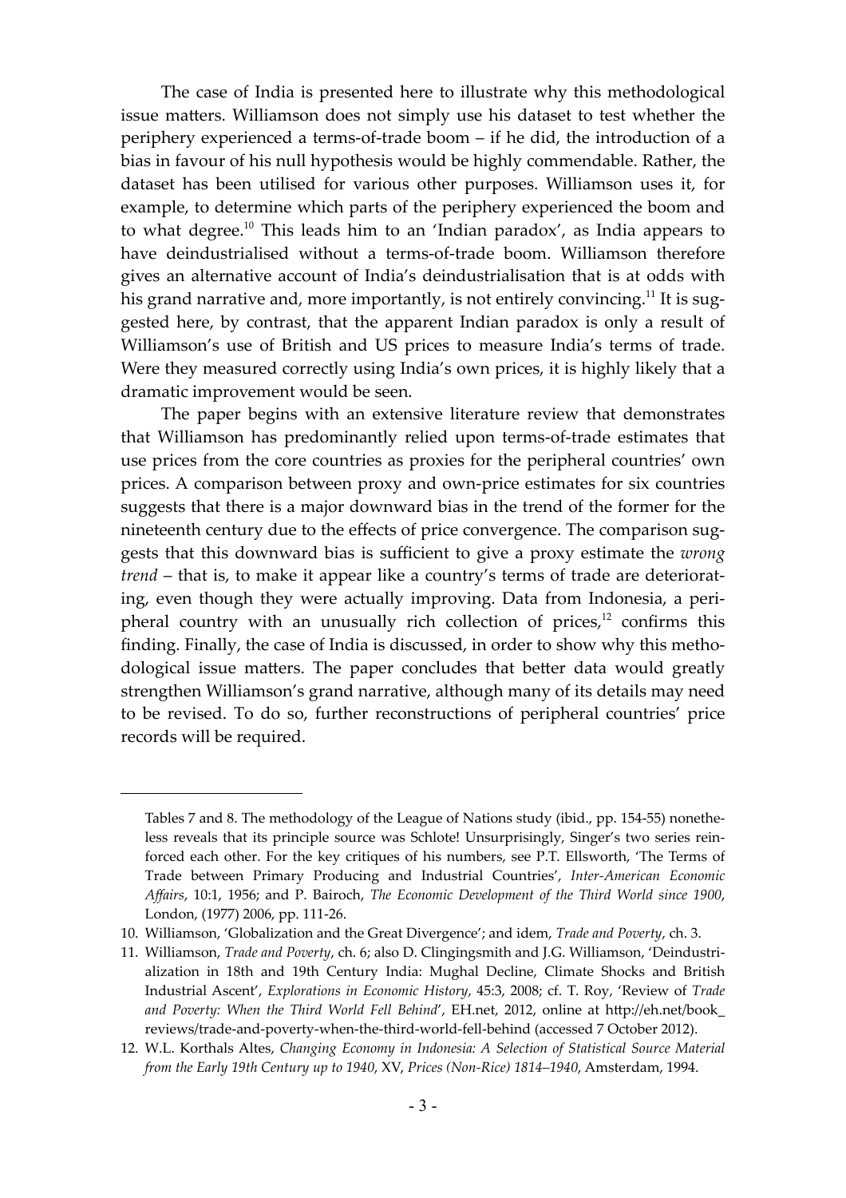The case of India is presented here to illustrate why this methodological issue matters. Williamson does not simply use his dataset to test whether the periphery experienced a terms-of-trade boom – if he did, the introduction of a bias in favour of his null hypothesis would be highly commendable. Rather, the dataset has been utilised for various other purposes. Williamson uses it, for example, to determine which parts of the periphery experienced the boom and to what degree.[10] This leads him to an 'Indian paradox', as India appears to have deindustrialised without a terms-of-trade boom. Williamson therefore gives an alternative account of India's deindustrialisation that is at odds with his grand narrative and, more importantly, is not entirely convincing.[11] It is suggested here, by contrast, that the apparent Indian paradox is only a result of Williamson's use of British and US prices to measure India's terms of trade. Were they measured correctly using India's own prices, it is highly likely that a dramatic improvement would be seen.

The paper begins with an extensive literature review that demonstrates that Williamson has predominantly relied upon terms-of-trade estimates that use prices from the core countries as proxies for the peripheral countries' own prices. A comparison between proxy and own-price estimates for six countries suggests that there is a major downward bias in the trend of the former for the nineteenth century due to the effects of price convergence. The comparison suggests that this downward bias is sufficient to give a proxy estimate the *wrong trend* – that is, to make it appear like a country's terms of trade are deteriorating, even though they were actually improving. Data from Indonesia, a peripheral country with an unusually rich collection of prices,[12] confirms this finding. Finally, the case of India is discussed, in order to show why this methodological issue matters. The paper concludes that better data would greatly strengthen Williamson's grand narrative, although many of its details may need to be revised. To do so, further reconstructions of peripheral countries' price records will be required.

---

Tables 7 and 8. The methodology of the League of Nations study (ibid., pp. 154-55) nonetheless reveals that its principle source was Schlote! Unsurprisingly, Singer's two series reinforced each other. For the key critiques of his numbers, see P.T. Ellsworth, 'The Terms of Trade between Primary Producing and Industrial Countries', *Inter-American Economic Affairs*, 10:1, 1956; and P. Bairoch, *The Economic Development of the Third World since 1900*, London, (1977) 2006, pp. 111-26.

10. Williamson, 'Globalization and the Great Divergence'; and idem, *Trade and Poverty*, ch. 3.

11. Williamson, *Trade and Poverty*, ch. 6; also D. Clingingsmith and J.G. Williamson, 'Deindustrialization in 18th and 19th Century India: Mughal Decline, Climate Shocks and British Industrial Ascent', *Explorations in Economic History*, 45:3, 2008; cf. T. Roy, 'Review of *Trade and Poverty: When the Third World Fell Behind*', EH.net, 2012, online at http://eh.net/book_reviews/trade-and-poverty-when-the-third-world-fell-behind (accessed 7 October 2012).

12. W.L. Korthals Altes, *Changing Economy in Indonesia: A Selection of Statistical Source Material from the Early 19th Century up to 1940*, XV, *Prices (Non-Rice) 1814–1940*, Amsterdam, 1994.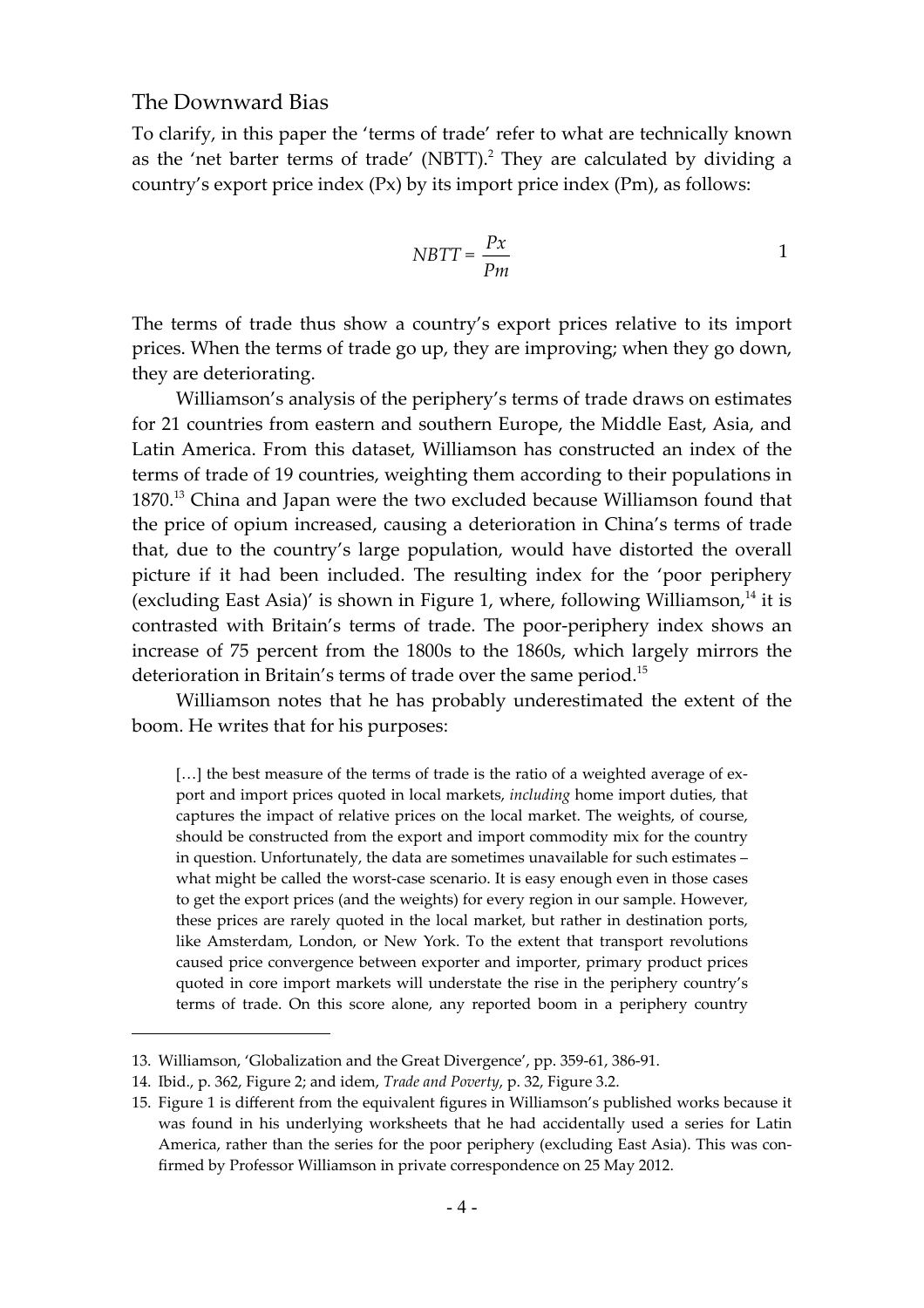## The Downward Bias

To clarify, in this paper the 'terms of trade' refer to what are technically known as the 'net barter terms of trade' (NBTT).[2] They are calculated by dividing a country's export price index (Px) by its import price index (Pm), as follows:

$$NBTT = \frac{Px}{Pm} \qquad 1$$

The terms of trade thus show a country's export prices relative to its import prices. When the terms of trade go up, they are improving; when they go down, they are deteriorating.

Williamson's analysis of the periphery's terms of trade draws on estimates for 21 countries from eastern and southern Europe, the Middle East, Asia, and Latin America. From this dataset, Williamson has constructed an index of the terms of trade of 19 countries, weighting them according to their populations in 1870.[13] China and Japan were the two excluded because Williamson found that the price of opium increased, causing a deterioration in China's terms of trade that, due to the country's large population, would have distorted the overall picture if it had been included. The resulting index for the 'poor periphery (excluding East Asia)' is shown in Figure 1, where, following Williamson,[14] it is contrasted with Britain's terms of trade. The poor-periphery index shows an increase of 75 percent from the 1800s to the 1860s, which largely mirrors the deterioration in Britain's terms of trade over the same period.[15]

Williamson notes that he has probably underestimated the extent of the boom. He writes that for his purposes:

> […] the best measure of the terms of trade is the ratio of a weighted average of export and import prices quoted in local markets, *including* home import duties, that captures the impact of relative prices on the local market. The weights, of course, should be constructed from the export and import commodity mix for the country in question. Unfortunately, the data are sometimes unavailable for such estimates – what might be called the worst-case scenario. It is easy enough even in those cases to get the export prices (and the weights) for every region in our sample. However, these prices are rarely quoted in the local market, but rather in destination ports, like Amsterdam, London, or New York. To the extent that transport revolutions caused price convergence between exporter and importer, primary product prices quoted in core import markets will understate the rise in the periphery country's terms of trade. On this score alone, any reported boom in a periphery country

---

13. Williamson, 'Globalization and the Great Divergence', pp. 359-61, 386-91.
14. Ibid., p. 362, Figure 2; and idem, *Trade and Poverty*, p. 32, Figure 3.2.
15. Figure 1 is different from the equivalent figures in Williamson's published works because it was found in his underlying worksheets that he had accidentally used a series for Latin America, rather than the series for the poor periphery (excluding East Asia). This was confirmed by Professor Williamson in private correspondence on 25 May 2012.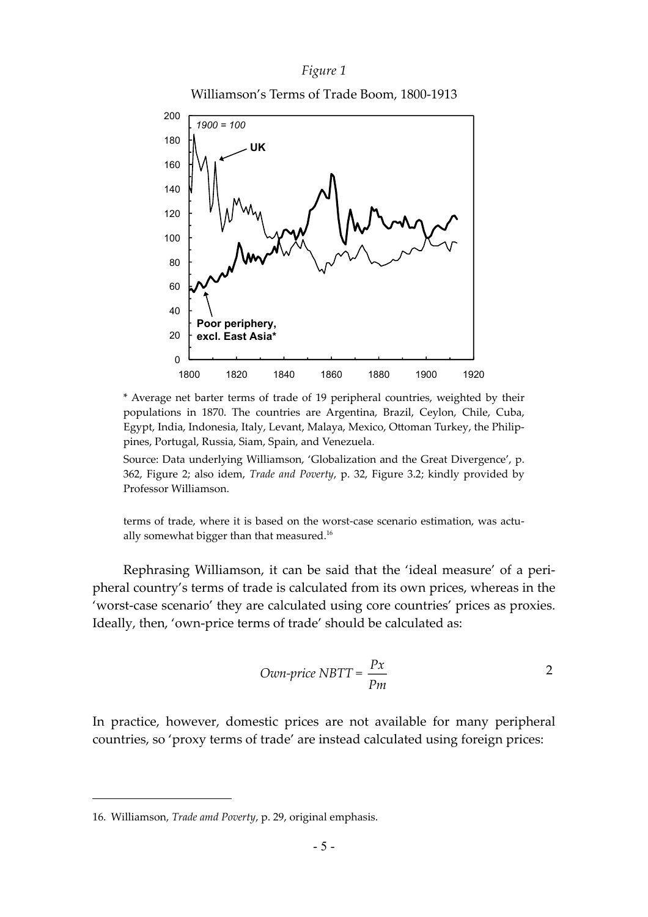*Figure 1*

Williamson's Terms of Trade Boom, 1800-1913

\* Average net barter terms of trade of 19 peripheral countries, weighted by their populations in 1870. The countries are Argentina, Brazil, Ceylon, Chile, Cuba, Egypt, India, Indonesia, Italy, Levant, Malaya, Mexico, Ottoman Turkey, the Philippines, Portugal, Russia, Siam, Spain, and Venezuela.

Source: Data underlying Williamson, 'Globalization and the Great Divergence', p. 362, Figure 2; also idem, *Trade and Poverty*, p. 32, Figure 3.2; kindly provided by Professor Williamson.

terms of trade, where it is based on the worst-case scenario estimation, was actually somewhat bigger than that measured.[16]

Rephrasing Williamson, it can be said that the 'ideal measure' of a peripheral country's terms of trade is calculated from its own prices, whereas in the 'worst-case scenario' they are calculated using core countries' prices as proxies. Ideally, then, 'own-price terms of trade' should be calculated as:

$$\textit{Own-price NBTT} = \frac{Px}{Pm} \qquad 2$$

In practice, however, domestic prices are not available for many peripheral countries, so 'proxy terms of trade' are instead calculated using foreign prices:

16. Williamson, *Trade amd Poverty*, p. 29, original emphasis.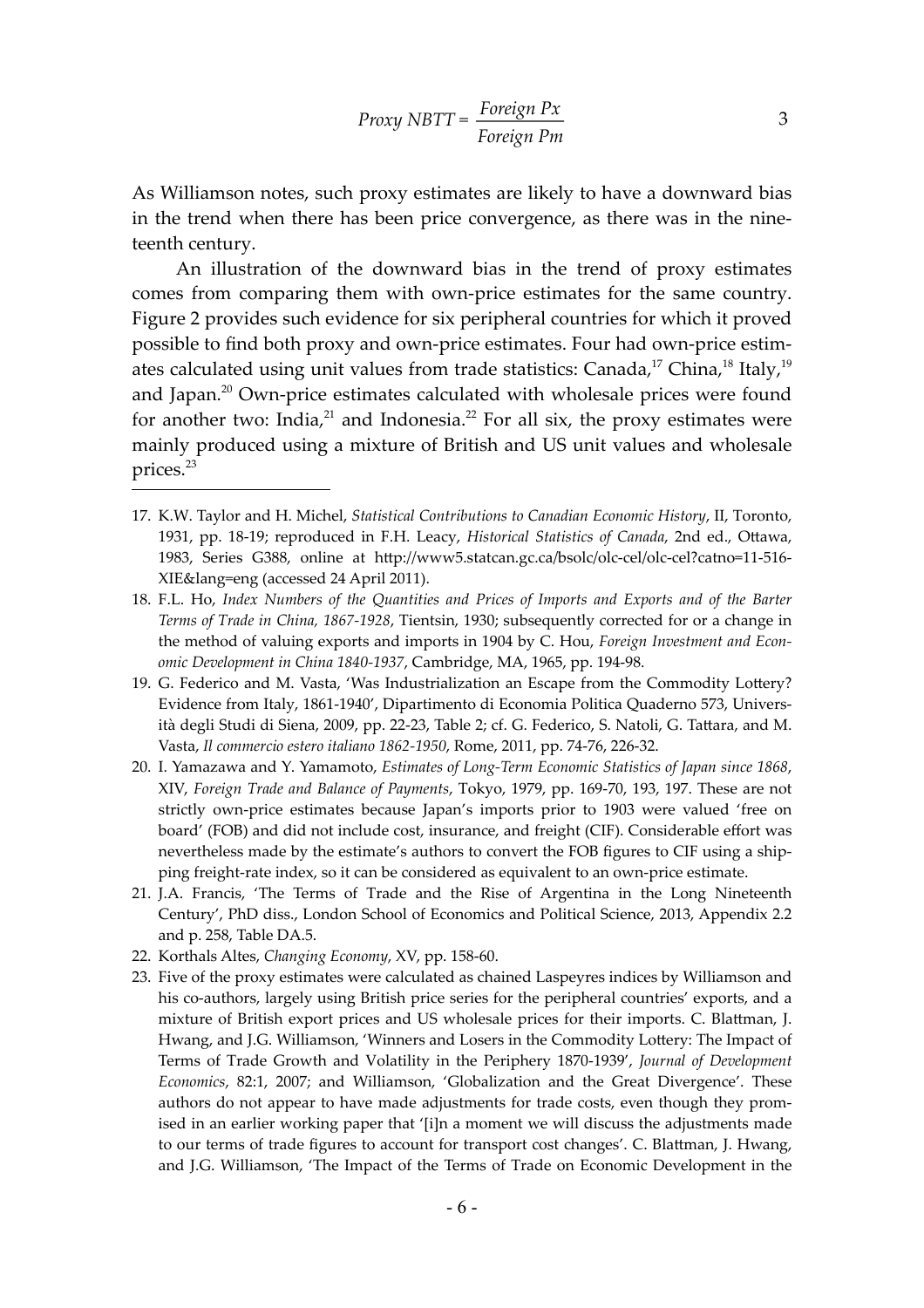$$Proxy\ NBTT = \frac{Foreign\ Px}{Foreign\ Pm} \qquad 3$$

As Williamson notes, such proxy estimates are likely to have a downward bias in the trend when there has been price convergence, as there was in the nineteenth century.

An illustration of the downward bias in the trend of proxy estimates comes from comparing them with own-price estimates for the same country. Figure 2 provides such evidence for six peripheral countries for which it proved possible to find both proxy and own-price estimates. Four had own-price estimates calculated using unit values from trade statistics: Canada,[17] China,[18] Italy,[19] and Japan.[20] Own-price estimates calculated with wholesale prices were found for another two: India,[21] and Indonesia.[22] For all six, the proxy estimates were mainly produced using a mixture of British and US unit values and wholesale prices.[23]

---

17. K.W. Taylor and H. Michel, *Statistical Contributions to Canadian Economic History*, II, Toronto, 1931, pp. 18-19; reproduced in F.H. Leacy, *Historical Statistics of Canada*, 2nd ed., Ottawa, 1983, Series G388, online at http://www5.statcan.gc.ca/bsolc/olc-cel/olc-cel?catno=11-516-XIE&lang=eng (accessed 24 April 2011).
18. F.L. Ho, *Index Numbers of the Quantities and Prices of Imports and Exports and of the Barter Terms of Trade in China, 1867-1928*, Tientsin, 1930; subsequently corrected for or a change in the method of valuing exports and imports in 1904 by C. Hou, *Foreign Investment and Economic Development in China 1840-1937*, Cambridge, MA, 1965, pp. 194-98.
19. G. Federico and M. Vasta, 'Was Industrialization an Escape from the Commodity Lottery? Evidence from Italy, 1861-1940', Dipartimento di Economia Politica Quaderno 573, Università degli Studi di Siena, 2009, pp. 22-23, Table 2; cf. G. Federico, S. Natoli, G. Tattara, and M. Vasta, *Il commercio estero italiano 1862-1950*, Rome, 2011, pp. 74-76, 226-32.
20. I. Yamazawa and Y. Yamamoto, *Estimates of Long-Term Economic Statistics of Japan since 1868*, XIV, *Foreign Trade and Balance of Payments*, Tokyo, 1979, pp. 169-70, 193, 197. These are not strictly own-price estimates because Japan's imports prior to 1903 were valued 'free on board' (FOB) and did not include cost, insurance, and freight (CIF). Considerable effort was nevertheless made by the estimate's authors to convert the FOB figures to CIF using a shipping freight-rate index, so it can be considered as equivalent to an own-price estimate.
21. J.A. Francis, 'The Terms of Trade and the Rise of Argentina in the Long Nineteenth Century', PhD diss., London School of Economics and Political Science, 2013, Appendix 2.2 and p. 258, Table DA.5.
22. Korthals Altes, *Changing Economy*, XV, pp. 158-60.
23. Five of the proxy estimates were calculated as chained Laspeyres indices by Williamson and his co-authors, largely using British price series for the peripheral countries' exports, and a mixture of British export prices and US wholesale prices for their imports. C. Blattman, J. Hwang, and J.G. Williamson, 'Winners and Losers in the Commodity Lottery: The Impact of Terms of Trade Growth and Volatility in the Periphery 1870-1939', *Journal of Development Economics*, 82:1, 2007; and Williamson, 'Globalization and the Great Divergence'. These authors do not appear to have made adjustments for trade costs, even though they promised in an earlier working paper that '[i]n a moment we will discuss the adjustments made to our terms of trade figures to account for transport cost changes'. C. Blattman, J. Hwang, and J.G. Williamson, 'The Impact of the Terms of Trade on Economic Development in the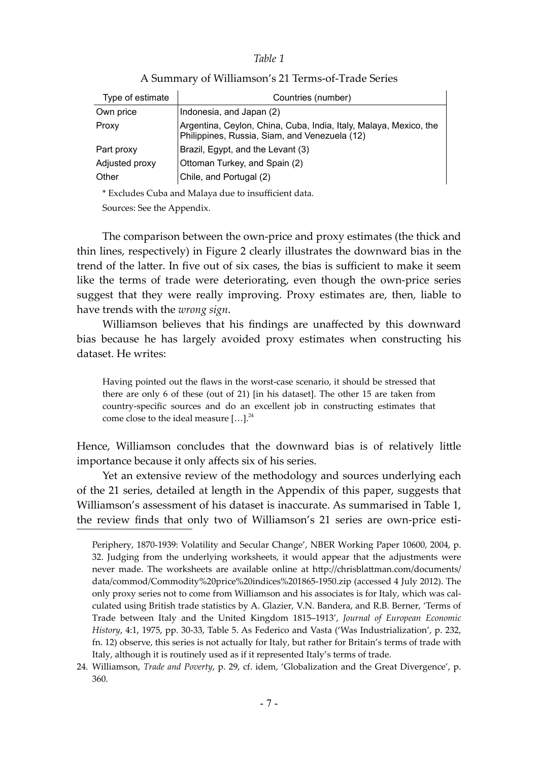*Table 1*

A Summary of Williamson's 21 Terms-of-Trade Series

| Type of estimate | Countries (number) |
|---|---|
| Own price | Indonesia, and Japan (2) |
| Proxy | Argentina, Ceylon, China, Cuba, India, Italy, Malaya, Mexico, the Philippines, Russia, Siam, and Venezuela (12) |
| Part proxy | Brazil, Egypt, and the Levant (3) |
| Adjusted proxy | Ottoman Turkey, and Spain (2) |
| Other | Chile, and Portugal (2) |

\* Excludes Cuba and Malaya due to insufficient data.

Sources: See the Appendix.

The comparison between the own-price and proxy estimates (the thick and thin lines, respectively) in Figure 2 clearly illustrates the downward bias in the trend of the latter. In five out of six cases, the bias is sufficient to make it seem like the terms of trade were deteriorating, even though the own-price series suggest that they were really improving. Proxy estimates are, then, liable to have trends with the *wrong sign*.

Williamson believes that his findings are unaffected by this downward bias because he has largely avoided proxy estimates when constructing his dataset. He writes:

> Having pointed out the flaws in the worst-case scenario, it should be stressed that there are only 6 of these (out of 21) [in his dataset]. The other 15 are taken from country-specific sources and do an excellent job in constructing estimates that come close to the ideal measure […].[24]

Hence, Williamson concludes that the downward bias is of relatively little importance because it only affects six of his series.

Yet an extensive review of the methodology and sources underlying each of the 21 series, detailed at length in the Appendix of this paper, suggests that Williamson's assessment of his dataset is inaccurate. As summarised in Table 1, the review finds that only two of Williamson's 21 series are own-price esti-

Periphery, 1870-1939: Volatility and Secular Change', NBER Working Paper 10600, 2004, p. 32. Judging from the underlying worksheets, it would appear that the adjustments were never made. The worksheets are available online at http://chrisblattman.com/documents/data/commod/Commodity%20price%20indices%201865-1950.zip (accessed 4 July 2012). The only proxy series not to come from Williamson and his associates is for Italy, which was calculated using British trade statistics by A. Glazier, V.N. Bandera, and R.B. Berner, 'Terms of Trade between Italy and the United Kingdom 1815–1913', *Journal of European Economic History*, 4:1, 1975, pp. 30-33, Table 5. As Federico and Vasta ('Was Industrialization', p. 232, fn. 12) observe, this series is not actually for Italy, but rather for Britain's terms of trade with Italy, although it is routinely used as if it represented Italy's terms of trade.

24. Williamson, *Trade and Poverty*, p. 29, cf. idem, 'Globalization and the Great Divergence', p. 360.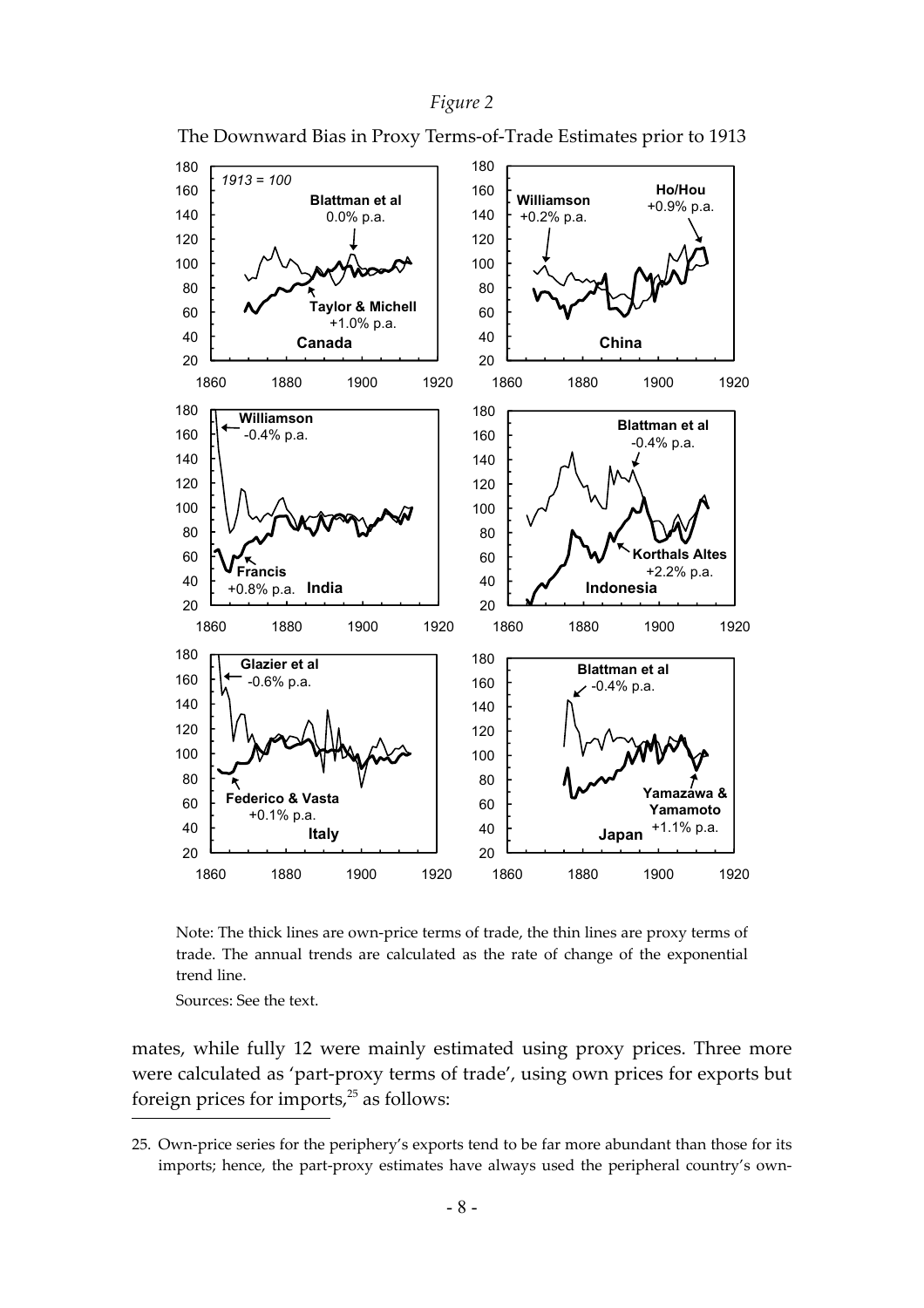*Figure 2*

The Downward Bias in Proxy Terms-of-Trade Estimates prior to 1913

Note: The thick lines are own-price terms of trade, the thin lines are proxy terms of trade. The annual trends are calculated as the rate of change of the exponential trend line.

Sources: See the text.

mates, while fully 12 were mainly estimated using proxy prices. Three more were calculated as 'part-proxy terms of trade', using own prices for exports but foreign prices for imports,[25] as follows:

---

25. Own-price series for the periphery's exports tend to be far more abundant than those for its imports; hence, the part-proxy estimates have always used the peripheral country's own-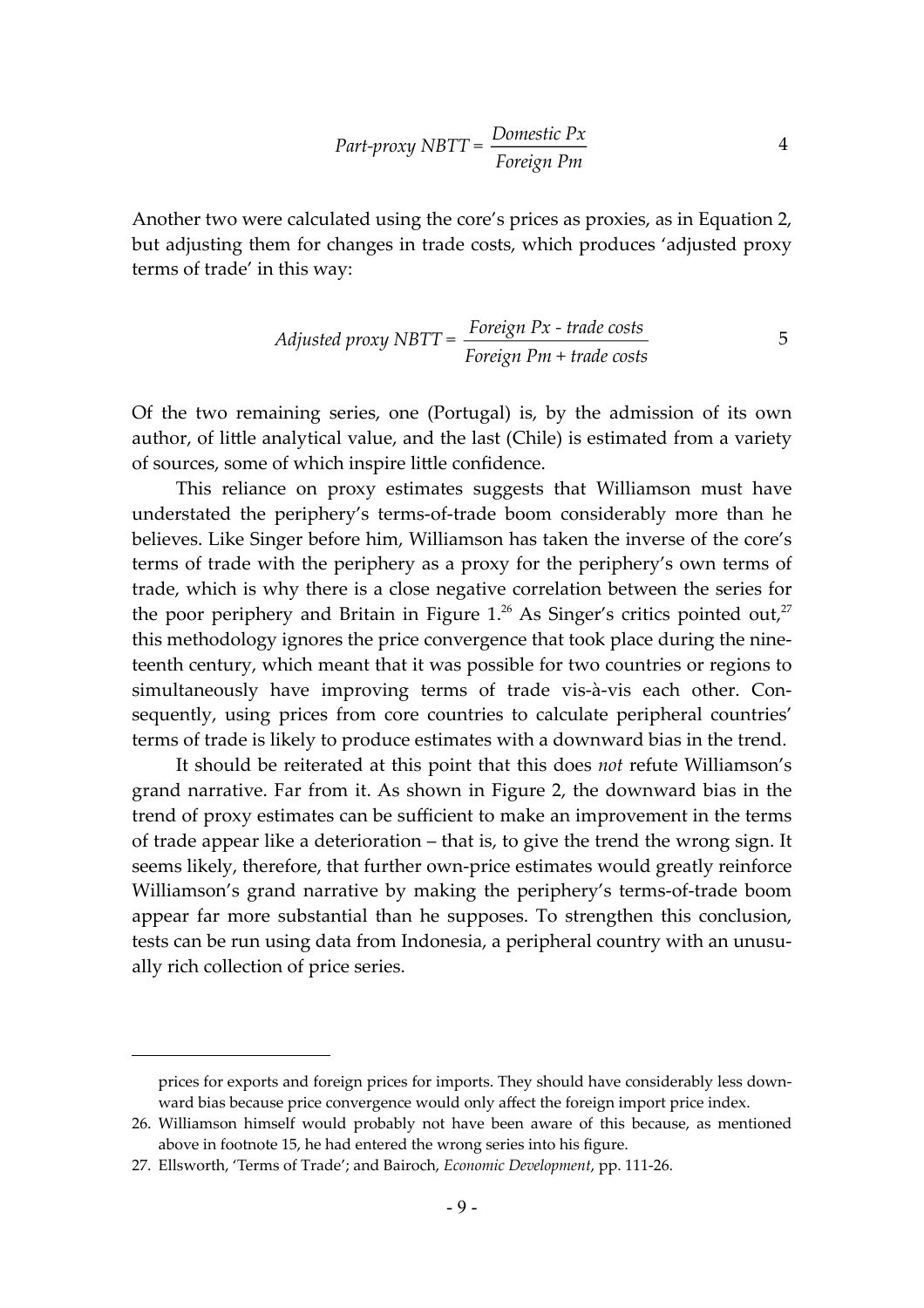$$\text{Part-proxy NBTT} = \frac{\text{Domestic } Px}{\text{Foreign } Pm} \qquad 4$$

Another two were calculated using the core's prices as proxies, as in Equation 2, but adjusting them for changes in trade costs, which produces 'adjusted proxy terms of trade' in this way:

$$\text{Adjusted proxy NBTT} = \frac{\text{Foreign } Px \text{ - trade costs}}{\text{Foreign } Pm + \text{trade costs}} \qquad 5$$

Of the two remaining series, one (Portugal) is, by the admission of its own author, of little analytical value, and the last (Chile) is estimated from a variety of sources, some of which inspire little confidence.

This reliance on proxy estimates suggests that Williamson must have understated the periphery's terms-of-trade boom considerably more than he believes. Like Singer before him, Williamson has taken the inverse of the core's terms of trade with the periphery as a proxy for the periphery's own terms of trade, which is why there is a close negative correlation between the series for the poor periphery and Britain in Figure 1.[26] As Singer's critics pointed out,[27] this methodology ignores the price convergence that took place during the nineteenth century, which meant that it was possible for two countries or regions to simultaneously have improving terms of trade vis-à-vis each other. Consequently, using prices from core countries to calculate peripheral countries' terms of trade is likely to produce estimates with a downward bias in the trend.

It should be reiterated at this point that this does *not* refute Williamson's grand narrative. Far from it. As shown in Figure 2, the downward bias in the trend of proxy estimates can be sufficient to make an improvement in the terms of trade appear like a deterioration – that is, to give the trend the wrong sign. It seems likely, therefore, that further own-price estimates would greatly reinforce Williamson's grand narrative by making the periphery's terms-of-trade boom appear far more substantial than he supposes. To strengthen this conclusion, tests can be run using data from Indonesia, a peripheral country with an unusually rich collection of price series.

---

prices for exports and foreign prices for imports. They should have considerably less downward bias because price convergence would only affect the foreign import price index.

26. Williamson himself would probably not have been aware of this because, as mentioned above in footnote 15, he had entered the wrong series into his figure.

27. Ellsworth, 'Terms of Trade'; and Bairoch, *Economic Development*, pp. 111-26.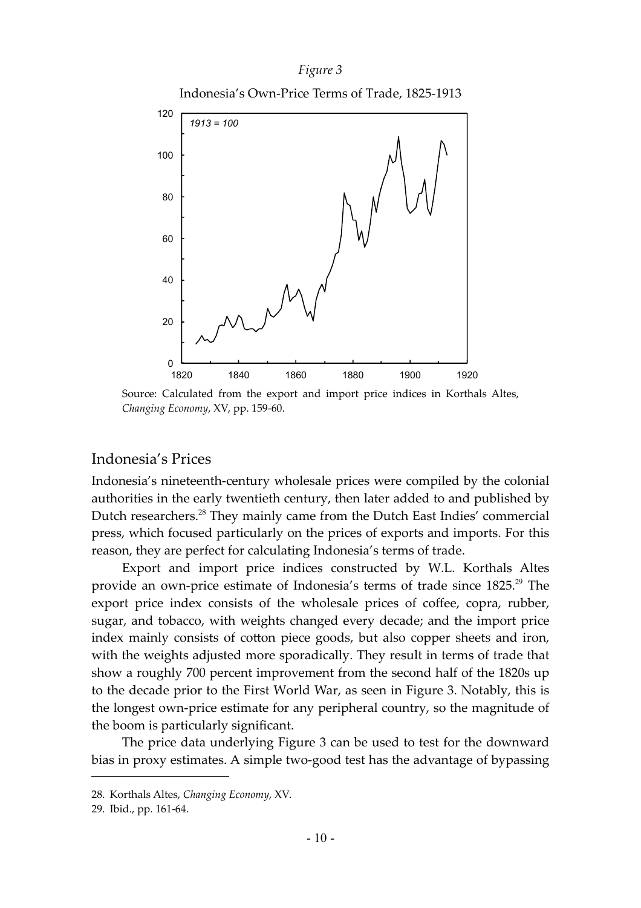*Figure 3*

Indonesia's Own-Price Terms of Trade, 1825-1913

Source: Calculated from the export and import price indices in Korthals Altes, *Changing Economy*, XV, pp. 159-60.

## Indonesia's Prices

Indonesia's nineteenth-century wholesale prices were compiled by the colonial authorities in the early twentieth century, then later added to and published by Dutch researchers.[28] They mainly came from the Dutch East Indies' commercial press, which focused particularly on the prices of exports and imports. For this reason, they are perfect for calculating Indonesia's terms of trade.

Export and import price indices constructed by W.L. Korthals Altes provide an own-price estimate of Indonesia's terms of trade since 1825.[29] The export price index consists of the wholesale prices of coffee, copra, rubber, sugar, and tobacco, with weights changed every decade; and the import price index mainly consists of cotton piece goods, but also copper sheets and iron, with the weights adjusted more sporadically. They result in terms of trade that show a roughly 700 percent improvement from the second half of the 1820s up to the decade prior to the First World War, as seen in Figure 3. Notably, this is the longest own-price estimate for any peripheral country, so the magnitude of the boom is particularly significant.

The price data underlying Figure 3 can be used to test for the downward bias in proxy estimates. A simple two-good test has the advantage of bypassing

28. Korthals Altes, *Changing Economy*, XV.

29. Ibid., pp. 161-64.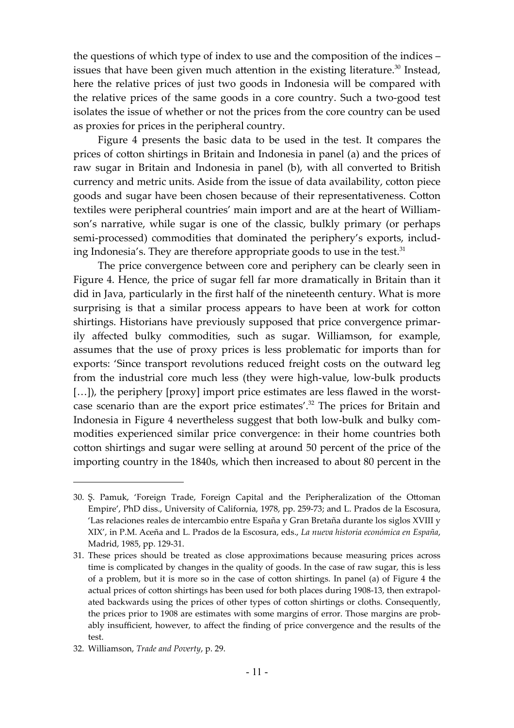the questions of which type of index to use and the composition of the indices – issues that have been given much attention in the existing literature.[30] Instead, here the relative prices of just two goods in Indonesia will be compared with the relative prices of the same goods in a core country. Such a two-good test isolates the issue of whether or not the prices from the core country can be used as proxies for prices in the peripheral country.

Figure 4 presents the basic data to be used in the test. It compares the prices of cotton shirtings in Britain and Indonesia in panel (a) and the prices of raw sugar in Britain and Indonesia in panel (b), with all converted to British currency and metric units. Aside from the issue of data availability, cotton piece goods and sugar have been chosen because of their representativeness. Cotton textiles were peripheral countries' main import and are at the heart of Williamson's narrative, while sugar is one of the classic, bulkly primary (or perhaps semi-processed) commodities that dominated the periphery's exports, including Indonesia's. They are therefore appropriate goods to use in the test.[31]

The price convergence between core and periphery can be clearly seen in Figure 4. Hence, the price of sugar fell far more dramatically in Britain than it did in Java, particularly in the first half of the nineteenth century. What is more surprising is that a similar process appears to have been at work for cotton shirtings. Historians have previously supposed that price convergence primarily affected bulky commodities, such as sugar. Williamson, for example, assumes that the use of proxy prices is less problematic for imports than for exports: 'Since transport revolutions reduced freight costs on the outward leg from the industrial core much less (they were high-value, low-bulk products […]), the periphery [proxy] import price estimates are less flawed in the worst-case scenario than are the export price estimates'.[32] The prices for Britain and Indonesia in Figure 4 nevertheless suggest that both low-bulk and bulky commodities experienced similar price convergence: in their home countries both cotton shirtings and sugar were selling at around 50 percent of the price of the importing country in the 1840s, which then increased to about 80 percent in the

---

30. Ş. Pamuk, 'Foreign Trade, Foreign Capital and the Peripheralization of the Ottoman Empire', PhD diss., University of California, 1978, pp. 259-73; and L. Prados de la Escosura, 'Las relaciones reales de intercambio entre España y Gran Bretaña durante los siglos XVIII y XIX', in P.M. Aceña and L. Prados de la Escosura, eds., *La nueva historia económica en España*, Madrid, 1985, pp. 129-31.

31. These prices should be treated as close approximations because measuring prices across time is complicated by changes in the quality of goods. In the case of raw sugar, this is less of a problem, but it is more so in the case of cotton shirtings. In panel (a) of Figure 4 the actual prices of cotton shirtings has been used for both places during 1908-13, then extrapolated backwards using the prices of other types of cotton shirtings or cloths. Consequently, the prices prior to 1908 are estimates with some margins of error. Those margins are probably insufficient, however, to affect the finding of price convergence and the results of the test.

32. Williamson, *Trade and Poverty*, p. 29.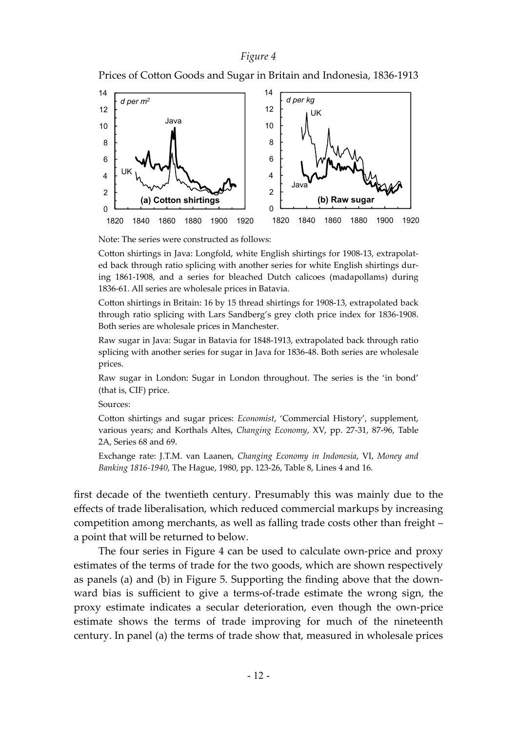*Figure 4*

Prices of Cotton Goods and Sugar in Britain and Indonesia, 1836-1913

Note: The series were constructed as follows:

Cotton shirtings in Java: Longfold, white English shirtings for 1908-13, extrapolated back through ratio splicing with another series for white English shirtings during 1861-1908, and a series for bleached Dutch calicoes (madapollams) during 1836-61. All series are wholesale prices in Batavia.

Cotton shirtings in Britain: 16 by 15 thread shirtings for 1908-13, extrapolated back through ratio splicing with Lars Sandberg's grey cloth price index for 1836-1908. Both series are wholesale prices in Manchester.

Raw sugar in Java: Sugar in Batavia for 1848-1913, extrapolated back through ratio splicing with another series for sugar in Java for 1836-48. Both series are wholesale prices.

Raw sugar in London: Sugar in London throughout. The series is the 'in bond' (that is, CIF) price.

Sources:

Cotton shirtings and sugar prices: *Economist*, 'Commercial History', supplement, various years; and Korthals Altes, *Changing Economy*, XV, pp. 27-31, 87-96, Table 2A, Series 68 and 69.

Exchange rate: J.T.M. van Laanen, *Changing Economy in Indonesia*, VI, *Money and Banking 1816-1940*, The Hague, 1980, pp. 123-26, Table 8, Lines 4 and 16.

first decade of the twentieth century. Presumably this was mainly due to the effects of trade liberalisation, which reduced commercial markups by increasing competition among merchants, as well as falling trade costs other than freight – a point that will be returned to below.

The four series in Figure 4 can be used to calculate own-price and proxy estimates of the terms of trade for the two goods, which are shown respectively as panels (a) and (b) in Figure 5. Supporting the finding above that the downward bias is sufficient to give a terms-of-trade estimate the wrong sign, the proxy estimate indicates a secular deterioration, even though the own-price estimate shows the terms of trade improving for much of the nineteenth century. In panel (a) the terms of trade show that, measured in wholesale prices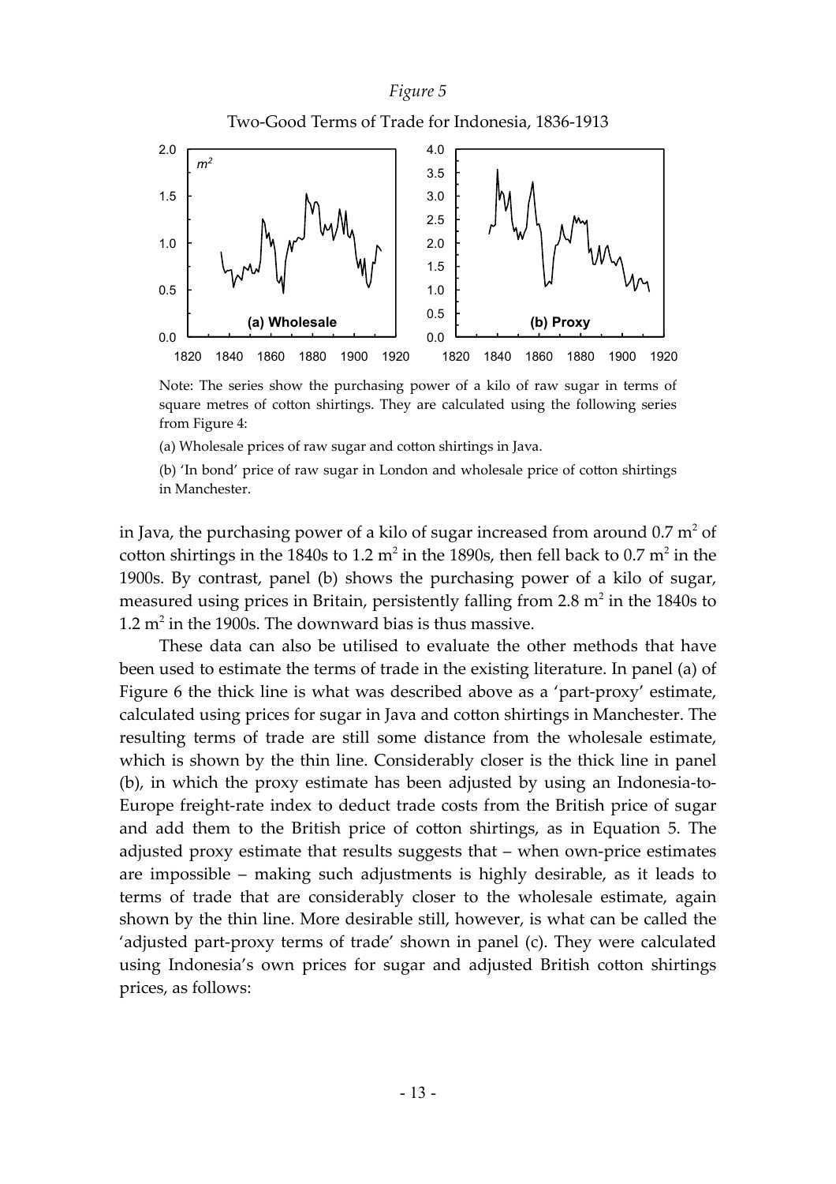*Figure 5*

Two-Good Terms of Trade for Indonesia, 1836-1913

Note: The series show the purchasing power of a kilo of raw sugar in terms of square metres of cotton shirtings. They are calculated using the following series from Figure 4:

(a) Wholesale prices of raw sugar and cotton shirtings in Java.

(b) 'In bond' price of raw sugar in London and wholesale price of cotton shirtings in Manchester.

in Java, the purchasing power of a kilo of sugar increased from around 0.7 $m^2$ of cotton shirtings in the 1840s to 1.2 $m^2$ in the 1890s, then fell back to 0.7 $m^2$ in the 1900s. By contrast, panel (b) shows the purchasing power of a kilo of sugar, measured using prices in Britain, persistently falling from 2.8 $m^2$ in the 1840s to 1.2 $m^2$ in the 1900s. The downward bias is thus massive.

These data can also be utilised to evaluate the other methods that have been used to estimate the terms of trade in the existing literature. In panel (a) of Figure 6 the thick line is what was described above as a 'part-proxy' estimate, calculated using prices for sugar in Java and cotton shirtings in Manchester. The resulting terms of trade are still some distance from the wholesale estimate, which is shown by the thin line. Considerably closer is the thick line in panel (b), in which the proxy estimate has been adjusted by using an Indonesia-to-Europe freight-rate index to deduct trade costs from the British price of sugar and add them to the British price of cotton shirtings, as in Equation 5. The adjusted proxy estimate that results suggests that – when own-price estimates are impossible – making such adjustments is highly desirable, as it leads to terms of trade that are considerably closer to the wholesale estimate, again shown by the thin line. More desirable still, however, is what can be called the 'adjusted part-proxy terms of trade' shown in panel (c). They were calculated using Indonesia's own prices for sugar and adjusted British cotton shirtings prices, as follows: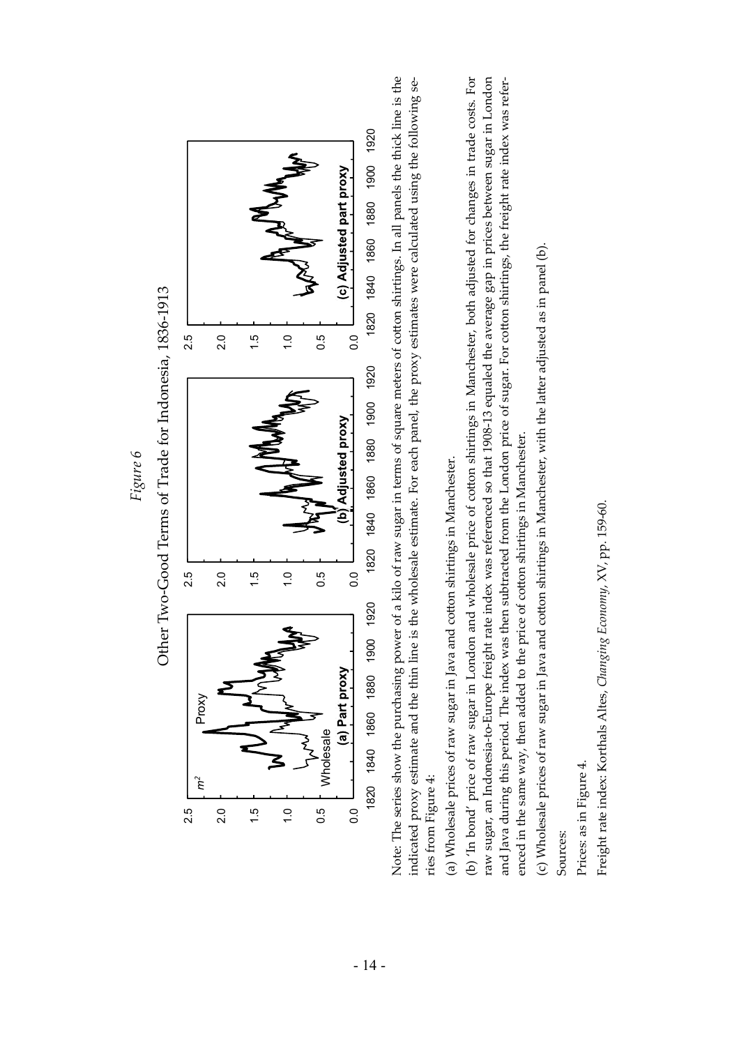*Figure 6*

Other Two-Good Terms of Trade for Indonesia, 1836-1913

Note: The series show the purchasing power of a kilo of raw sugar in terms of square meters of cotton shirtings. In all panels the thick line is the indicated proxy estimate and the thin line is the wholesale estimate. For each panel, the proxy estimates were calculated using the following series from Figure 4:

(a) Wholesale prices of raw sugar in Java and cotton shirtings in Manchester.

(b) 'In bond' price of raw sugar in London and wholesale price of cotton shirtings in Manchester, both adjusted for changes in trade costs. For raw sugar, an Indonesia-to-Europe freight rate index was referenced so that 1908-13 equaled the average gap in prices between sugar in London and Java during this period. The index was then subtracted from the London price of sugar. For cotton shirtings, the freight rate index was referenced in the same way, then added to the price of cotton shirtings in Manchester.

(c) Wholesale prices of raw sugar in Java and cotton shirtings in Manchester, with the latter adjusted as in panel (b).

Sources:

Prices: as in Figure 4.

Freight rate index: Korthals Altes, *Changing Economy*, XV, pp. 159-60.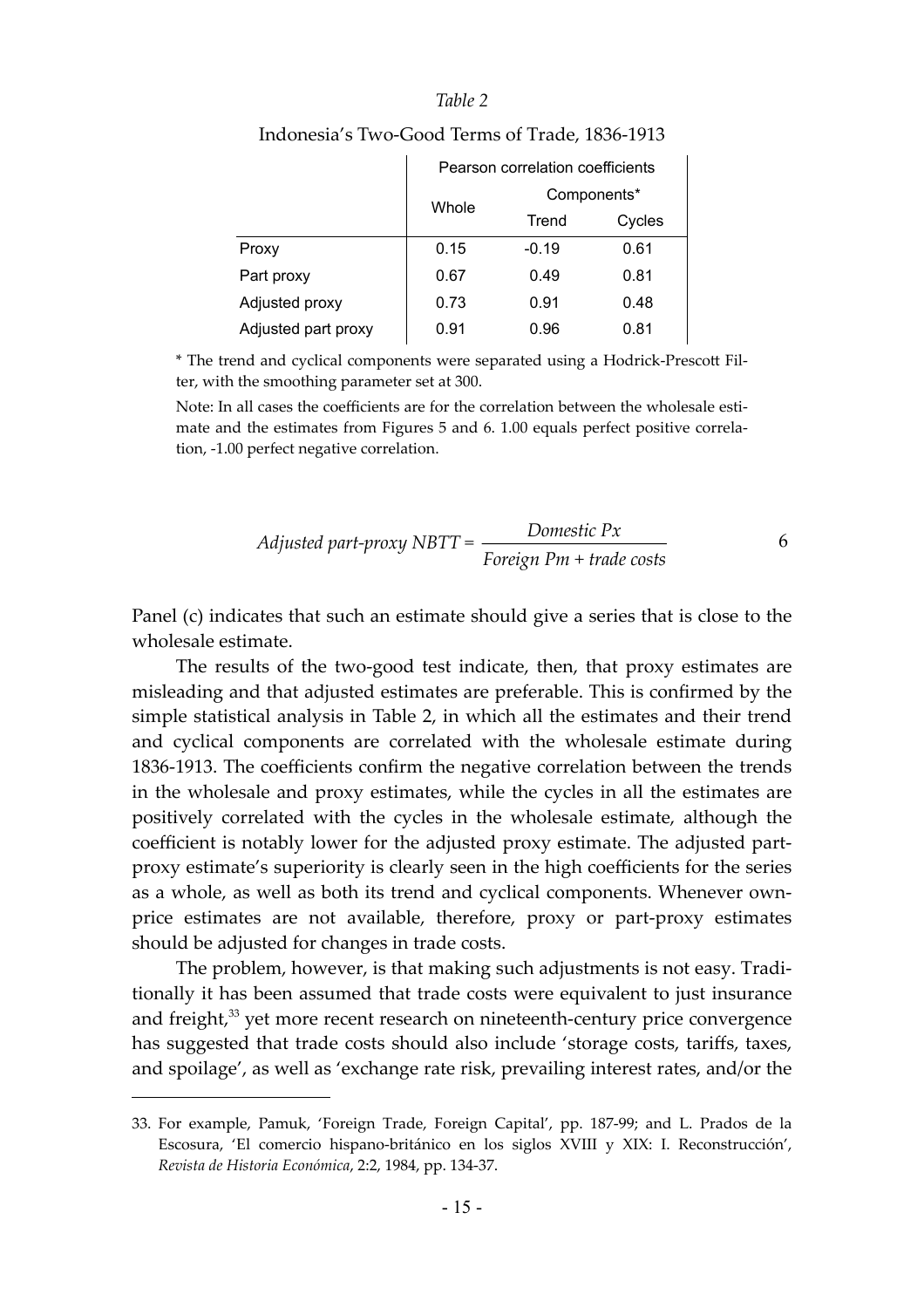*Table 2*

Indonesia's Two-Good Terms of Trade, 1836-1913

| | Pearson correlation coefficients | | |
|---|---|---|---|
| | Whole | Components* | |
| | | Trend | Cycles |
| Proxy | 0.15 | -0.19 | 0.61 |
| Part proxy | 0.67 | 0.49 | 0.81 |
| Adjusted proxy | 0.73 | 0.91 | 0.48 |
| Adjusted part proxy | 0.91 | 0.96 | 0.81 |

* The trend and cyclical components were separated using a Hodrick-Prescott Filter, with the smoothing parameter set at 300.

Note: In all cases the coefficients are for the correlation between the wholesale estimate and the estimates from Figures 5 and 6. 1.00 equals perfect positive correlation, -1.00 perfect negative correlation.

$$\textit{Adjusted part-proxy NBTT} = \frac{\textit{Domestic Px}}{\textit{Foreign Pm + trade costs}} \qquad 6$$

Panel (c) indicates that such an estimate should give a series that is close to the wholesale estimate.

The results of the two-good test indicate, then, that proxy estimates are misleading and that adjusted estimates are preferable. This is confirmed by the simple statistical analysis in Table 2, in which all the estimates and their trend and cyclical components are correlated with the wholesale estimate during 1836-1913. The coefficients confirm the negative correlation between the trends in the wholesale and proxy estimates, while the cycles in all the estimates are positively correlated with the cycles in the wholesale estimate, although the coefficient is notably lower for the adjusted proxy estimate. The adjusted part-proxy estimate's superiority is clearly seen in the high coefficients for the series as a whole, as well as both its trend and cyclical components. Whenever own-price estimates are not available, therefore, proxy or part-proxy estimates should be adjusted for changes in trade costs.

The problem, however, is that making such adjustments is not easy. Traditionally it has been assumed that trade costs were equivalent to just insurance and freight,[33] yet more recent research on nineteenth-century price convergence has suggested that trade costs should also include 'storage costs, tariffs, taxes, and spoilage', as well as 'exchange rate risk, prevailing interest rates, and/or the

33. For example, Pamuk, 'Foreign Trade, Foreign Capital', pp. 187-99; and L. Prados de la Escosura, 'El comercio hispano-británico en los siglos XVIII y XIX: I. Reconstrucción', *Revista de Historia Económica*, 2:2, 1984, pp. 134-37.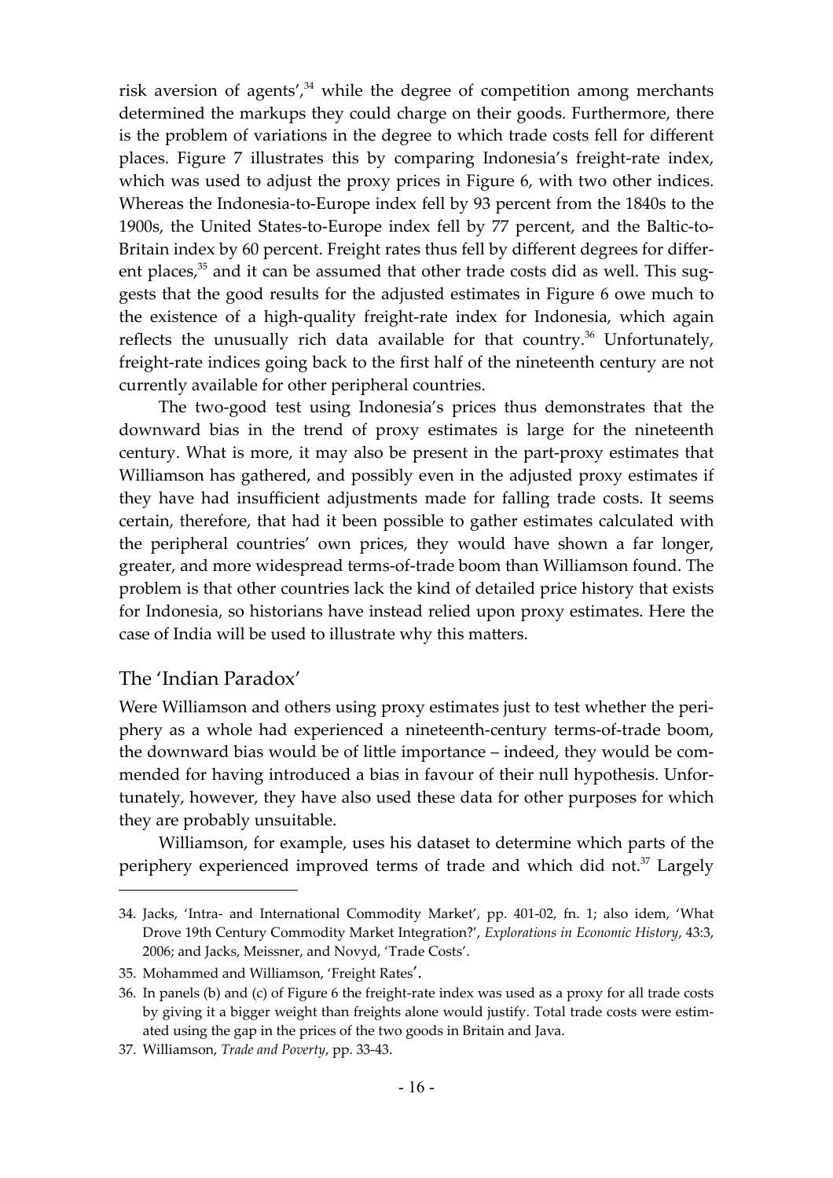risk aversion of agents',[34] while the degree of competition among merchants determined the markups they could charge on their goods. Furthermore, there is the problem of variations in the degree to which trade costs fell for different places. Figure 7 illustrates this by comparing Indonesia's freight-rate index, which was used to adjust the proxy prices in Figure 6, with two other indices. Whereas the Indonesia-to-Europe index fell by 93 percent from the 1840s to the 1900s, the United States-to-Europe index fell by 77 percent, and the Baltic-to-Britain index by 60 percent. Freight rates thus fell by different degrees for different places,[35] and it can be assumed that other trade costs did as well. This suggests that the good results for the adjusted estimates in Figure 6 owe much to the existence of a high-quality freight-rate index for Indonesia, which again reflects the unusually rich data available for that country.[36] Unfortunately, freight-rate indices going back to the first half of the nineteenth century are not currently available for other peripheral countries.

The two-good test using Indonesia's prices thus demonstrates that the downward bias in the trend of proxy estimates is large for the nineteenth century. What is more, it may also be present in the part-proxy estimates that Williamson has gathered, and possibly even in the adjusted proxy estimates if they have had insufficient adjustments made for falling trade costs. It seems certain, therefore, that had it been possible to gather estimates calculated with the peripheral countries' own prices, they would have shown a far longer, greater, and more widespread terms-of-trade boom than Williamson found. The problem is that other countries lack the kind of detailed price history that exists for Indonesia, so historians have instead relied upon proxy estimates. Here the case of India will be used to illustrate why this matters.

## The 'Indian Paradox'

Were Williamson and others using proxy estimates just to test whether the periphery as a whole had experienced a nineteenth-century terms-of-trade boom, the downward bias would be of little importance – indeed, they would be commended for having introduced a bias in favour of their null hypothesis. Unfortunately, however, they have also used these data for other purposes for which they are probably unsuitable.

Williamson, for example, uses his dataset to determine which parts of the periphery experienced improved terms of trade and which did not.[37] Largely

---

34. Jacks, 'Intra- and International Commodity Market', pp. 401-02, fn. 1; also idem, 'What Drove 19th Century Commodity Market Integration?', *Explorations in Economic History*, 43:3, 2006; and Jacks, Meissner, and Novyd, 'Trade Costs'.

35. Mohammed and Williamson, 'Freight Rates'.

36. In panels (b) and (c) of Figure 6 the freight-rate index was used as a proxy for all trade costs by giving it a bigger weight than freights alone would justify. Total trade costs were estimated using the gap in the prices of the two goods in Britain and Java.

37. Williamson, *Trade and Poverty*, pp. 33-43.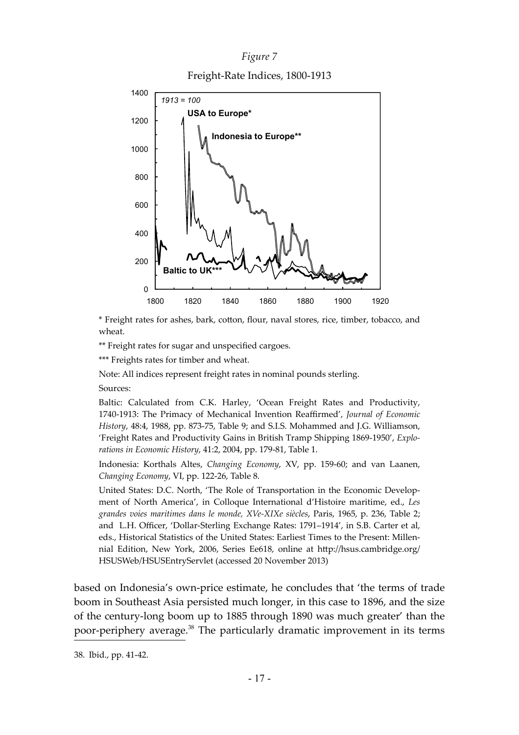*Figure 7*

Freight-Rate Indices, 1800-1913

\* Freight rates for ashes, bark, cotton, flour, naval stores, rice, timber, tobacco, and wheat.

\*\* Freight rates for sugar and unspecified cargoes.

\*\*\* Freights rates for timber and wheat.

Note: All indices represent freight rates in nominal pounds sterling.

Sources:

Baltic: Calculated from C.K. Harley, 'Ocean Freight Rates and Productivity, 1740-1913: The Primacy of Mechanical Invention Reaffirmed', *Journal of Economic History*, 48:4, 1988, pp. 873-75, Table 9; and S.I.S. Mohammed and J.G. Williamson, 'Freight Rates and Productivity Gains in British Tramp Shipping 1869-1950', *Explorations in Economic History*, 41:2, 2004, pp. 179-81, Table 1.

Indonesia: Korthals Altes, *Changing Economy*, XV, pp. 159-60; and van Laanen, *Changing Economy*, VI, pp. 122-26, Table 8.

United States: D.C. North, 'The Role of Transportation in the Economic Development of North America', in Colloque International d'Histoire maritime, ed., *Les grandes voies maritimes dans le monde, XVe-XIXe siècles*, Paris, 1965, p. 236, Table 2; and L.H. Officer, 'Dollar-Sterling Exchange Rates: 1791–1914', in S.B. Carter et al, eds., Historical Statistics of the United States: Earliest Times to the Present: Millennial Edition, New York, 2006, Series Ee618, online at http://hsus.cambridge.org/HSUSWeb/HSUSEntryServlet (accessed 20 November 2013)

based on Indonesia's own-price estimate, he concludes that 'the terms of trade boom in Southeast Asia persisted much longer, in this case to 1896, and the size of the century-long boom up to 1885 through 1890 was much greater' than the poor-periphery average.[38] The particularly dramatic improvement in its terms

38. Ibid., pp. 41-42.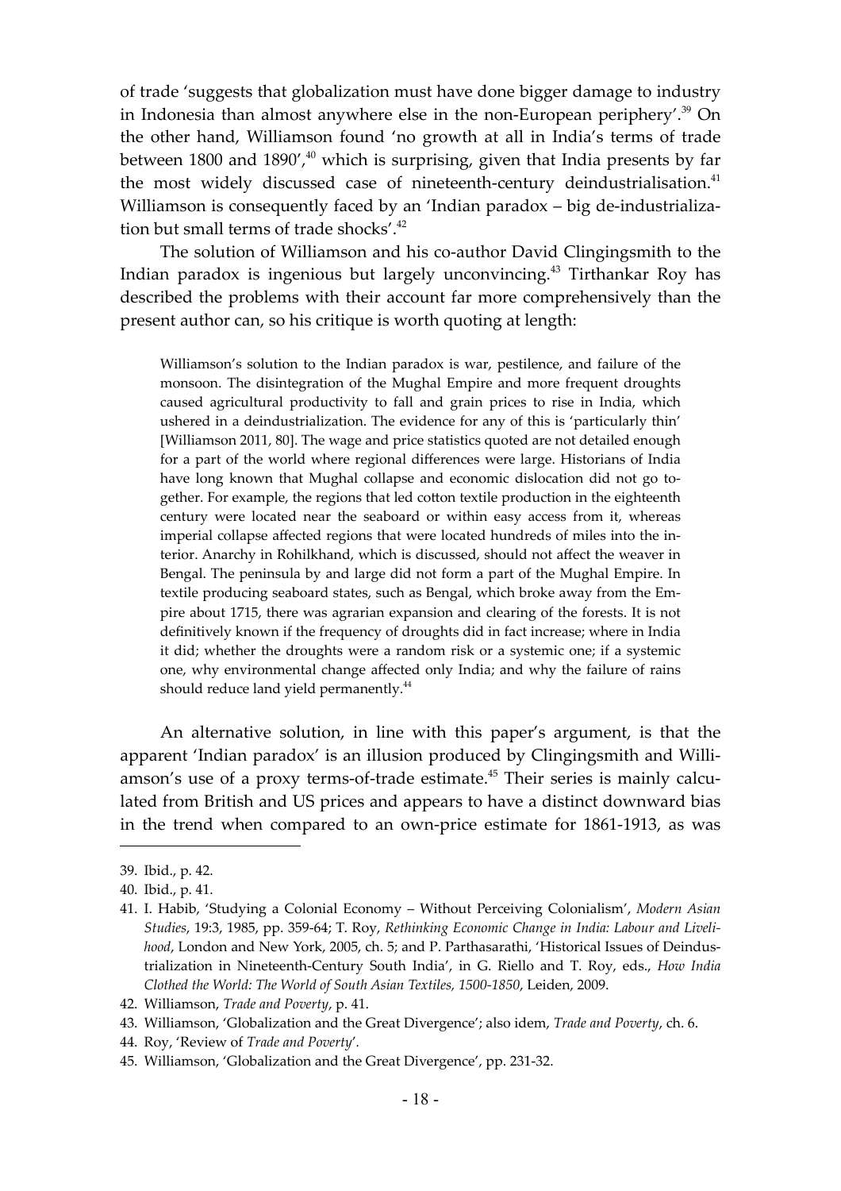of trade 'suggests that globalization must have done bigger damage to industry in Indonesia than almost anywhere else in the non-European periphery'.[39] On the other hand, Williamson found 'no growth at all in India's terms of trade between 1800 and 1890',[40] which is surprising, given that India presents by far the most widely discussed case of nineteenth-century deindustrialisation.[41] Williamson is consequently faced by an 'Indian paradox – big de-industrialization but small terms of trade shocks'.[42]

The solution of Williamson and his co-author David Clingingsmith to the Indian paradox is ingenious but largely unconvincing.[43] Tirthankar Roy has described the problems with their account far more comprehensively than the present author can, so his critique is worth quoting at length:

> Williamson's solution to the Indian paradox is war, pestilence, and failure of the monsoon. The disintegration of the Mughal Empire and more frequent droughts caused agricultural productivity to fall and grain prices to rise in India, which ushered in a deindustrialization. The evidence for any of this is 'particularly thin' [Williamson 2011, 80]. The wage and price statistics quoted are not detailed enough for a part of the world where regional differences were large. Historians of India have long known that Mughal collapse and economic dislocation did not go together. For example, the regions that led cotton textile production in the eighteenth century were located near the seaboard or within easy access from it, whereas imperial collapse affected regions that were located hundreds of miles into the interior. Anarchy in Rohilkhand, which is discussed, should not affect the weaver in Bengal. The peninsula by and large did not form a part of the Mughal Empire. In textile producing seaboard states, such as Bengal, which broke away from the Empire about 1715, there was agrarian expansion and clearing of the forests. It is not definitively known if the frequency of droughts did in fact increase; where in India it did; whether the droughts were a random risk or a systemic one; if a systemic one, why environmental change affected only India; and why the failure of rains should reduce land yield permanently.[44]

An alternative solution, in line with this paper's argument, is that the apparent 'Indian paradox' is an illusion produced by Clingingsmith and Williamson's use of a proxy terms-of-trade estimate.[45] Their series is mainly calculated from British and US prices and appears to have a distinct downward bias in the trend when compared to an own-price estimate for 1861-1913, as was

---

39. Ibid., p. 42.
40. Ibid., p. 41.
41. I. Habib, 'Studying a Colonial Economy – Without Perceiving Colonialism', *Modern Asian Studies*, 19:3, 1985, pp. 359-64; T. Roy, *Rethinking Economic Change in India: Labour and Livelihood*, London and New York, 2005, ch. 5; and P. Parthasarathi, 'Historical Issues of Deindustrialization in Nineteenth-Century South India', in G. Riello and T. Roy, eds., *How India Clothed the World: The World of South Asian Textiles, 1500-1850*, Leiden, 2009.
42. Williamson, *Trade and Poverty*, p. 41.
43. Williamson, 'Globalization and the Great Divergence'; also idem, *Trade and Poverty*, ch. 6.
44. Roy, 'Review of *Trade and Poverty*'.
45. Williamson, 'Globalization and the Great Divergence', pp. 231-32.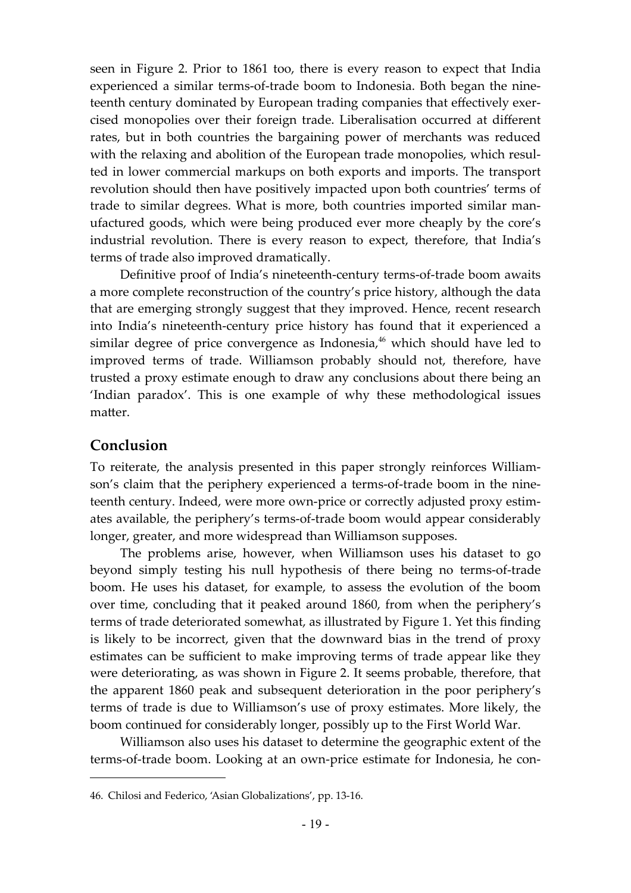seen in Figure 2. Prior to 1861 too, there is every reason to expect that India experienced a similar terms-of-trade boom to Indonesia. Both began the nineteenth century dominated by European trading companies that effectively exercised monopolies over their foreign trade. Liberalisation occurred at different rates, but in both countries the bargaining power of merchants was reduced with the relaxing and abolition of the European trade monopolies, which resulted in lower commercial markups on both exports and imports. The transport revolution should then have positively impacted upon both countries' terms of trade to similar degrees. What is more, both countries imported similar manufactured goods, which were being produced ever more cheaply by the core's industrial revolution. There is every reason to expect, therefore, that India's terms of trade also improved dramatically.

Definitive proof of India's nineteenth-century terms-of-trade boom awaits a more complete reconstruction of the country's price history, although the data that are emerging strongly suggest that they improved. Hence, recent research into India's nineteenth-century price history has found that it experienced a similar degree of price convergence as Indonesia,[46] which should have led to improved terms of trade. Williamson probably should not, therefore, have trusted a proxy estimate enough to draw any conclusions about there being an 'Indian paradox'. This is one example of why these methodological issues matter.

## Conclusion

To reiterate, the analysis presented in this paper strongly reinforces Williamson's claim that the periphery experienced a terms-of-trade boom in the nineteenth century. Indeed, were more own-price or correctly adjusted proxy estimates available, the periphery's terms-of-trade boom would appear considerably longer, greater, and more widespread than Williamson supposes.

The problems arise, however, when Williamson uses his dataset to go beyond simply testing his null hypothesis of there being no terms-of-trade boom. He uses his dataset, for example, to assess the evolution of the boom over time, concluding that it peaked around 1860, from when the periphery's terms of trade deteriorated somewhat, as illustrated by Figure 1. Yet this finding is likely to be incorrect, given that the downward bias in the trend of proxy estimates can be sufficient to make improving terms of trade appear like they were deteriorating, as was shown in Figure 2. It seems probable, therefore, that the apparent 1860 peak and subsequent deterioration in the poor periphery's terms of trade is due to Williamson's use of proxy estimates. More likely, the boom continued for considerably longer, possibly up to the First World War.

Williamson also uses his dataset to determine the geographic extent of the terms-of-trade boom. Looking at an own-price estimate for Indonesia, he con-

46. Chilosi and Federico, 'Asian Globalizations', pp. 13-16.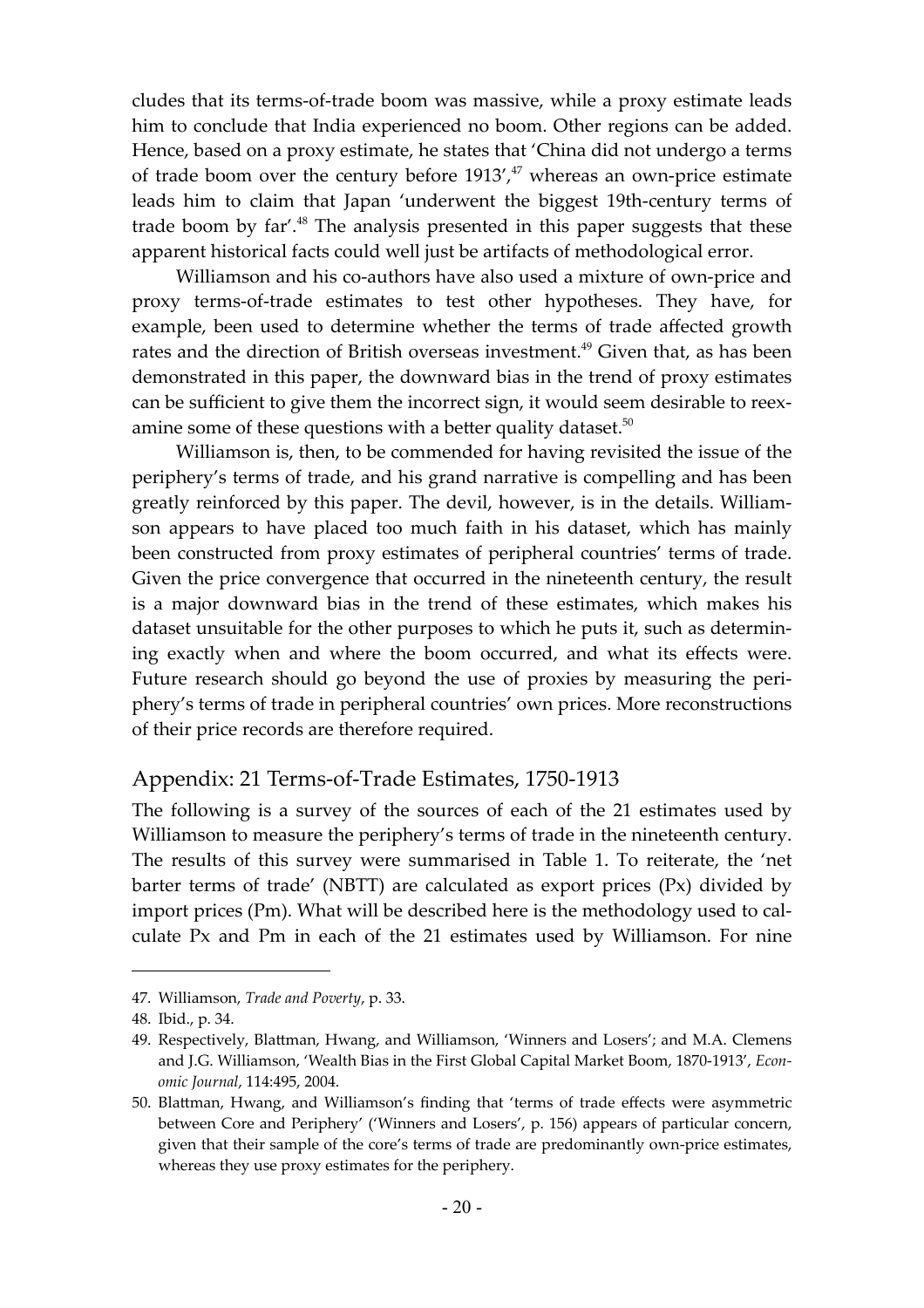cludes that its terms-of-trade boom was massive, while a proxy estimate leads him to conclude that India experienced no boom. Other regions can be added. Hence, based on a proxy estimate, he states that 'China did not undergo a terms of trade boom over the century before 1913',[47] whereas an own-price estimate leads him to claim that Japan 'underwent the biggest 19th-century terms of trade boom by far'.[48] The analysis presented in this paper suggests that these apparent historical facts could well just be artifacts of methodological error.

Williamson and his co-authors have also used a mixture of own-price and proxy terms-of-trade estimates to test other hypotheses. They have, for example, been used to determine whether the terms of trade affected growth rates and the direction of British overseas investment.[49] Given that, as has been demonstrated in this paper, the downward bias in the trend of proxy estimates can be sufficient to give them the incorrect sign, it would seem desirable to reexamine some of these questions with a better quality dataset.[50]

Williamson is, then, to be commended for having revisited the issue of the periphery's terms of trade, and his grand narrative is compelling and has been greatly reinforced by this paper. The devil, however, is in the details. Williamson appears to have placed too much faith in his dataset, which has mainly been constructed from proxy estimates of peripheral countries' terms of trade. Given the price convergence that occurred in the nineteenth century, the result is a major downward bias in the trend of these estimates, which makes his dataset unsuitable for the other purposes to which he puts it, such as determining exactly when and where the boom occurred, and what its effects were. Future research should go beyond the use of proxies by measuring the periphery's terms of trade in peripheral countries' own prices. More reconstructions of their price records are therefore required.

## Appendix: 21 Terms-of-Trade Estimates, 1750-1913

The following is a survey of the sources of each of the 21 estimates used by Williamson to measure the periphery's terms of trade in the nineteenth century. The results of this survey were summarised in Table 1. To reiterate, the 'net barter terms of trade' (NBTT) are calculated as export prices (Px) divided by import prices (Pm). What will be described here is the methodology used to calculate Px and Pm in each of the 21 estimates used by Williamson. For nine

---

47. Williamson, *Trade and Poverty*, p. 33.
48. Ibid., p. 34.
49. Respectively, Blattman, Hwang, and Williamson, 'Winners and Losers'; and M.A. Clemens and J.G. Williamson, 'Wealth Bias in the First Global Capital Market Boom, 1870-1913', *Economic Journal*, 114:495, 2004.
50. Blattman, Hwang, and Williamson's finding that 'terms of trade effects were asymmetric between Core and Periphery' ('Winners and Losers', p. 156) appears of particular concern, given that their sample of the core's terms of trade are predominantly own-price estimates, whereas they use proxy estimates for the periphery.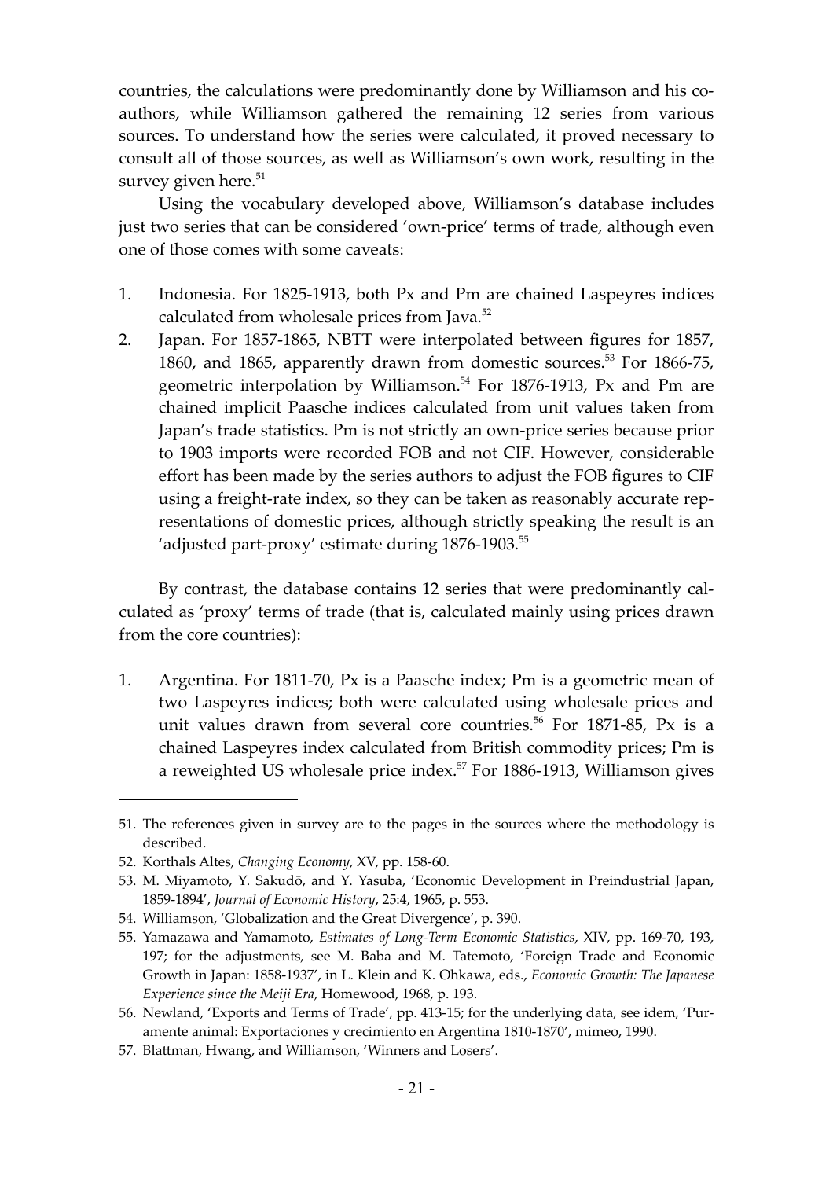countries, the calculations were predominantly done by Williamson and his co-authors, while Williamson gathered the remaining 12 series from various sources. To understand how the series were calculated, it proved necessary to consult all of those sources, as well as Williamson's own work, resulting in the survey given here.[51]

Using the vocabulary developed above, Williamson's database includes just two series that can be considered 'own-price' terms of trade, although even one of those comes with some caveats:

1. Indonesia. For 1825-1913, both Px and Pm are chained Laspeyres indices calculated from wholesale prices from Java.[52]
2. Japan. For 1857-1865, NBTT were interpolated between figures for 1857, 1860, and 1865, apparently drawn from domestic sources.[53] For 1866-75, geometric interpolation by Williamson.[54] For 1876-1913, Px and Pm are chained implicit Paasche indices calculated from unit values taken from Japan's trade statistics. Pm is not strictly an own-price series because prior to 1903 imports were recorded FOB and not CIF. However, considerable effort has been made by the series authors to adjust the FOB figures to CIF using a freight-rate index, so they can be taken as reasonably accurate representations of domestic prices, although strictly speaking the result is an 'adjusted part-proxy' estimate during 1876-1903.[55]

By contrast, the database contains 12 series that were predominantly calculated as 'proxy' terms of trade (that is, calculated mainly using prices drawn from the core countries):

1. Argentina. For 1811-70, Px is a Paasche index; Pm is a geometric mean of two Laspeyres indices; both were calculated using wholesale prices and unit values drawn from several core countries.[56] For 1871-85, Px is a chained Laspeyres index calculated from British commodity prices; Pm is a reweighted US wholesale price index.[57] For 1886-1913, Williamson gives

---

51. The references given in survey are to the pages in the sources where the methodology is described.
52. Korthals Altes, *Changing Economy*, XV, pp. 158-60.
53. M. Miyamoto, Y. Sakudō, and Y. Yasuba, 'Economic Development in Preindustrial Japan, 1859-1894', *Journal of Economic History*, 25:4, 1965, p. 553.
54. Williamson, 'Globalization and the Great Divergence', p. 390.
55. Yamazawa and Yamamoto, *Estimates of Long-Term Economic Statistics*, XIV, pp. 169-70, 193, 197; for the adjustments, see M. Baba and M. Tatemoto, 'Foreign Trade and Economic Growth in Japan: 1858-1937', in L. Klein and K. Ohkawa, eds., *Economic Growth: The Japanese Experience since the Meiji Era*, Homewood, 1968, p. 193.
56. Newland, 'Exports and Terms of Trade', pp. 413-15; for the underlying data, see idem, 'Puramente animal: Exportaciones y crecimiento en Argentina 1810-1870', mimeo, 1990.
57. Blattman, Hwang, and Williamson, 'Winners and Losers'.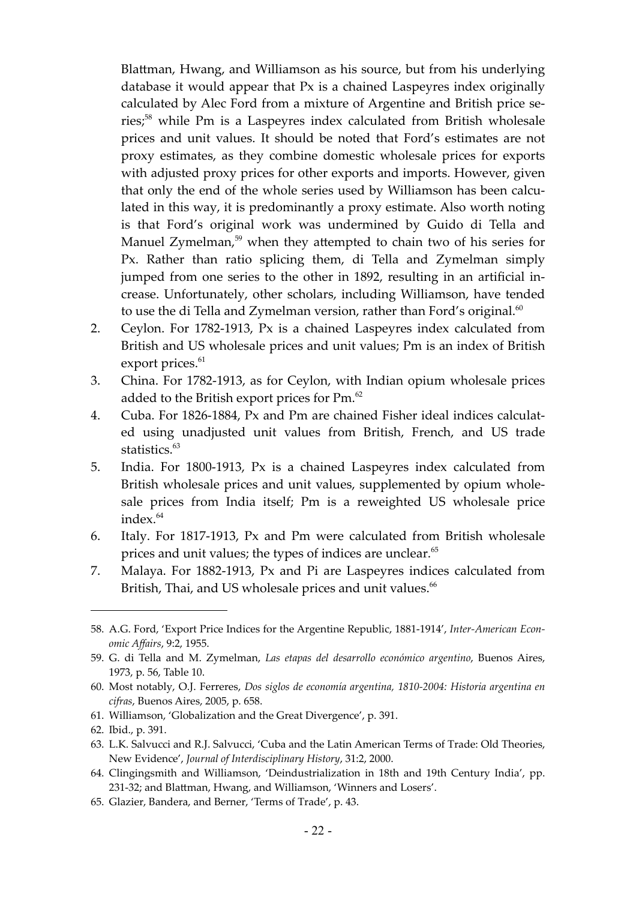Blattman, Hwang, and Williamson as his source, but from his underlying database it would appear that Px is a chained Laspeyres index originally calculated by Alec Ford from a mixture of Argentine and British price series;[58] while Pm is a Laspeyres index calculated from British wholesale prices and unit values. It should be noted that Ford's estimates are not proxy estimates, as they combine domestic wholesale prices for exports with adjusted proxy prices for other exports and imports. However, given that only the end of the whole series used by Williamson has been calculated in this way, it is predominantly a proxy estimate. Also worth noting is that Ford's original work was undermined by Guido di Tella and Manuel Zymelman,[59] when they attempted to chain two of his series for Px. Rather than ratio splicing them, di Tella and Zymelman simply jumped from one series to the other in 1892, resulting in an artificial increase. Unfortunately, other scholars, including Williamson, have tended to use the di Tella and Zymelman version, rather than Ford's original.[60]

2. Ceylon. For 1782-1913, Px is a chained Laspeyres index calculated from British and US wholesale prices and unit values; Pm is an index of British export prices.[61]
3. China. For 1782-1913, as for Ceylon, with Indian opium wholesale prices added to the British export prices for Pm.[62]
4. Cuba. For 1826-1884, Px and Pm are chained Fisher ideal indices calculated using unadjusted unit values from British, French, and US trade statistics.[63]
5. India. For 1800-1913, Px is a chained Laspeyres index calculated from British wholesale prices and unit values, supplemented by opium wholesale prices from India itself; Pm is a reweighted US wholesale price index.[64]
6. Italy. For 1817-1913, Px and Pm were calculated from British wholesale prices and unit values; the types of indices are unclear.[65]
7. Malaya. For 1882-1913, Px and Pi are Laspeyres indices calculated from British, Thai, and US wholesale prices and unit values.[66]

---

58. A.G. Ford, 'Export Price Indices for the Argentine Republic, 1881-1914', *Inter-American Economic Affairs*, 9:2, 1955.
59. G. di Tella and M. Zymelman, *Las etapas del desarrollo económico argentino*, Buenos Aires, 1973, p. 56, Table 10.
60. Most notably, O.J. Ferreres, *Dos siglos de economía argentina, 1810-2004: Historia argentina en cifras*, Buenos Aires, 2005, p. 658.
61. Williamson, 'Globalization and the Great Divergence', p. 391.
62. Ibid., p. 391.
63. L.K. Salvucci and R.J. Salvucci, 'Cuba and the Latin American Terms of Trade: Old Theories, New Evidence', *Journal of Interdisciplinary History*, 31:2, 2000.
64. Clingingsmith and Williamson, 'Deindustrialization in 18th and 19th Century India', pp. 231-32; and Blattman, Hwang, and Williamson, 'Winners and Losers'.
65. Glazier, Bandera, and Berner, 'Terms of Trade', p. 43.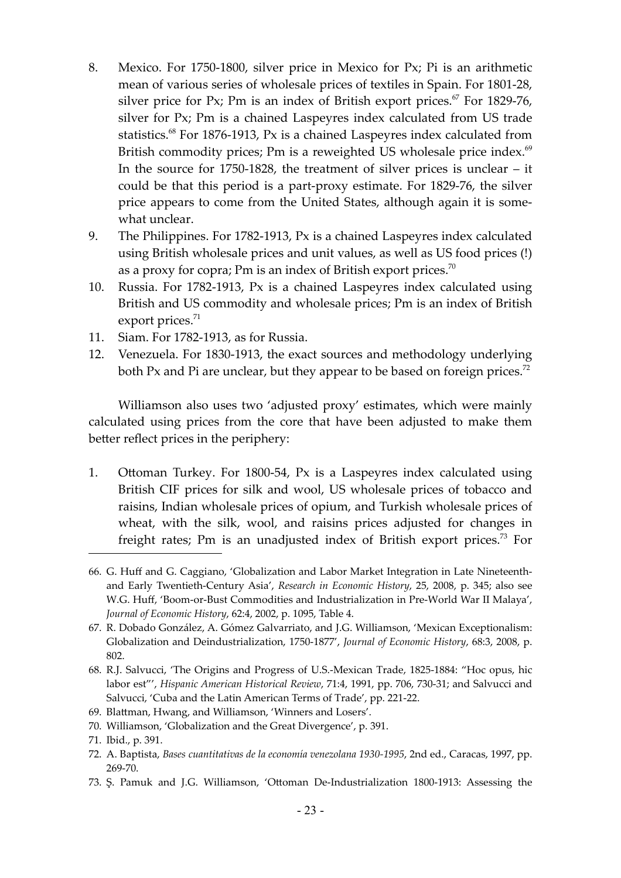8. Mexico. For 1750-1800, silver price in Mexico for Px; Pi is an arithmetic mean of various series of wholesale prices of textiles in Spain. For 1801-28, silver price for Px; Pm is an index of British export prices.[67] For 1829-76, silver for Px; Pm is a chained Laspeyres index calculated from US trade statistics.[68] For 1876-1913, Px is a chained Laspeyres index calculated from British commodity prices; Pm is a reweighted US wholesale price index.[69] In the source for 1750-1828, the treatment of silver prices is unclear – it could be that this period is a part-proxy estimate. For 1829-76, the silver price appears to come from the United States, although again it is somewhat unclear.
9. The Philippines. For 1782-1913, Px is a chained Laspeyres index calculated using British wholesale prices and unit values, as well as US food prices (!) as a proxy for copra; Pm is an index of British export prices.[70]
10. Russia. For 1782-1913, Px is a chained Laspeyres index calculated using British and US commodity and wholesale prices; Pm is an index of British export prices.[71]
11. Siam. For 1782-1913, as for Russia.
12. Venezuela. For 1830-1913, the exact sources and methodology underlying both Px and Pi are unclear, but they appear to be based on foreign prices.[72]

Williamson also uses two 'adjusted proxy' estimates, which were mainly calculated using prices from the core that have been adjusted to make them better reflect prices in the periphery:

1. Ottoman Turkey. For 1800-54, Px is a Laspeyres index calculated using British CIF prices for silk and wool, US wholesale prices of tobacco and raisins, Indian wholesale prices of opium, and Turkish wholesale prices of wheat, with the silk, wool, and raisins prices adjusted for changes in freight rates; Pm is an unadjusted index of British export prices.[73] For

66. G. Huff and G. Caggiano, 'Globalization and Labor Market Integration in Late Nineteenth- and Early Twentieth-Century Asia', *Research in Economic History*, 25, 2008, p. 345; also see W.G. Huff, 'Boom-or-Bust Commodities and Industrialization in Pre-World War II Malaya', *Journal of Economic History*, 62:4, 2002, p. 1095, Table 4.
67. R. Dobado González, A. Gómez Galvarriato, and J.G. Williamson, 'Mexican Exceptionalism: Globalization and Deindustrialization, 1750-1877', *Journal of Economic History*, 68:3, 2008, p. 802.
68. R.J. Salvucci, 'The Origins and Progress of U.S.-Mexican Trade, 1825-1884: "Hoc opus, hic labor est"', *Hispanic American Historical Review*, 71:4, 1991, pp. 706, 730-31; and Salvucci and Salvucci, 'Cuba and the Latin American Terms of Trade', pp. 221-22.
69. Blattman, Hwang, and Williamson, 'Winners and Losers'.
70. Williamson, 'Globalization and the Great Divergence', p. 391.
71. Ibid., p. 391.
72. A. Baptista, *Bases cuantitativas de la economía venezolana 1930-1995*, 2nd ed., Caracas, 1997, pp. 269-70.
73. Ş. Pamuk and J.G. Williamson, 'Ottoman De-Industrialization 1800-1913: Assessing the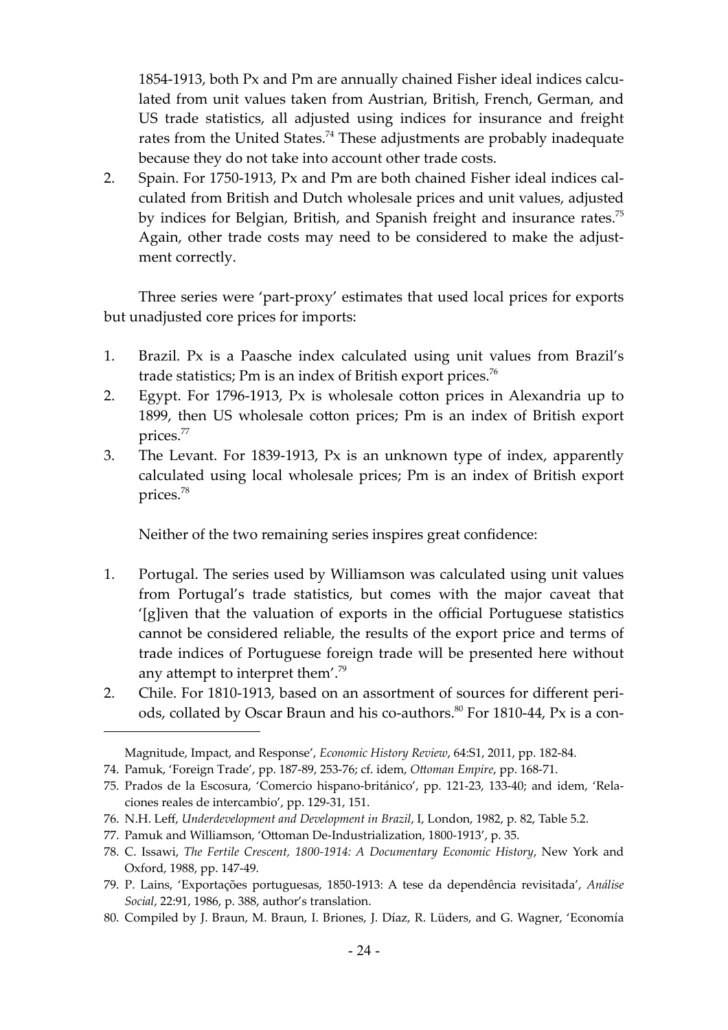1854-1913, both Px and Pm are annually chained Fisher ideal indices calculated from unit values taken from Austrian, British, French, German, and US trade statistics, all adjusted using indices for insurance and freight rates from the United States.[74] These adjustments are probably inadequate because they do not take into account other trade costs.

2. Spain. For 1750-1913, Px and Pm are both chained Fisher ideal indices calculated from British and Dutch wholesale prices and unit values, adjusted by indices for Belgian, British, and Spanish freight and insurance rates.[75] Again, other trade costs may need to be considered to make the adjustment correctly.

Three series were 'part-proxy' estimates that used local prices for exports but unadjusted core prices for imports:

1. Brazil. Px is a Paasche index calculated using unit values from Brazil's trade statistics; Pm is an index of British export prices.[76]
2. Egypt. For 1796-1913, Px is wholesale cotton prices in Alexandria up to 1899, then US wholesale cotton prices; Pm is an index of British export prices.[77]
3. The Levant. For 1839-1913, Px is an unknown type of index, apparently calculated using local wholesale prices; Pm is an index of British export prices.[78]

Neither of the two remaining series inspires great confidence:

1. Portugal. The series used by Williamson was calculated using unit values from Portugal's trade statistics, but comes with the major caveat that '[g]iven that the valuation of exports in the official Portuguese statistics cannot be considered reliable, the results of the export price and terms of trade indices of Portuguese foreign trade will be presented here without any attempt to interpret them'.[79]
2. Chile. For 1810-1913, based on an assortment of sources for different periods, collated by Oscar Braun and his co-authors.[80] For 1810-44, Px is a con-

---

Magnitude, Impact, and Response', *Economic History Review*, 64:S1, 2011, pp. 182-84.

74. Pamuk, 'Foreign Trade', pp. 187-89, 253-76; cf. idem, *Ottoman Empire*, pp. 168-71.
75. Prados de la Escosura, 'Comercio hispano-británico', pp. 121-23, 133-40; and idem, 'Relaciones reales de intercambio', pp. 129-31, 151.
76. N.H. Leff, *Underdevelopment and Development in Brazil*, I, London, 1982, p. 82, Table 5.2.
77. Pamuk and Williamson, 'Ottoman De-Industrialization, 1800-1913', p. 35.
78. C. Issawi, *The Fertile Crescent, 1800-1914: A Documentary Economic History*, New York and Oxford, 1988, pp. 147-49.
79. P. Lains, 'Exportações portuguesas, 1850-1913: A tese da dependência revisitada', *Análise Social*, 22:91, 1986, p. 388, author's translation.
80. Compiled by J. Braun, M. Braun, I. Briones, J. Díaz, R. Lüders, and G. Wagner, 'Economía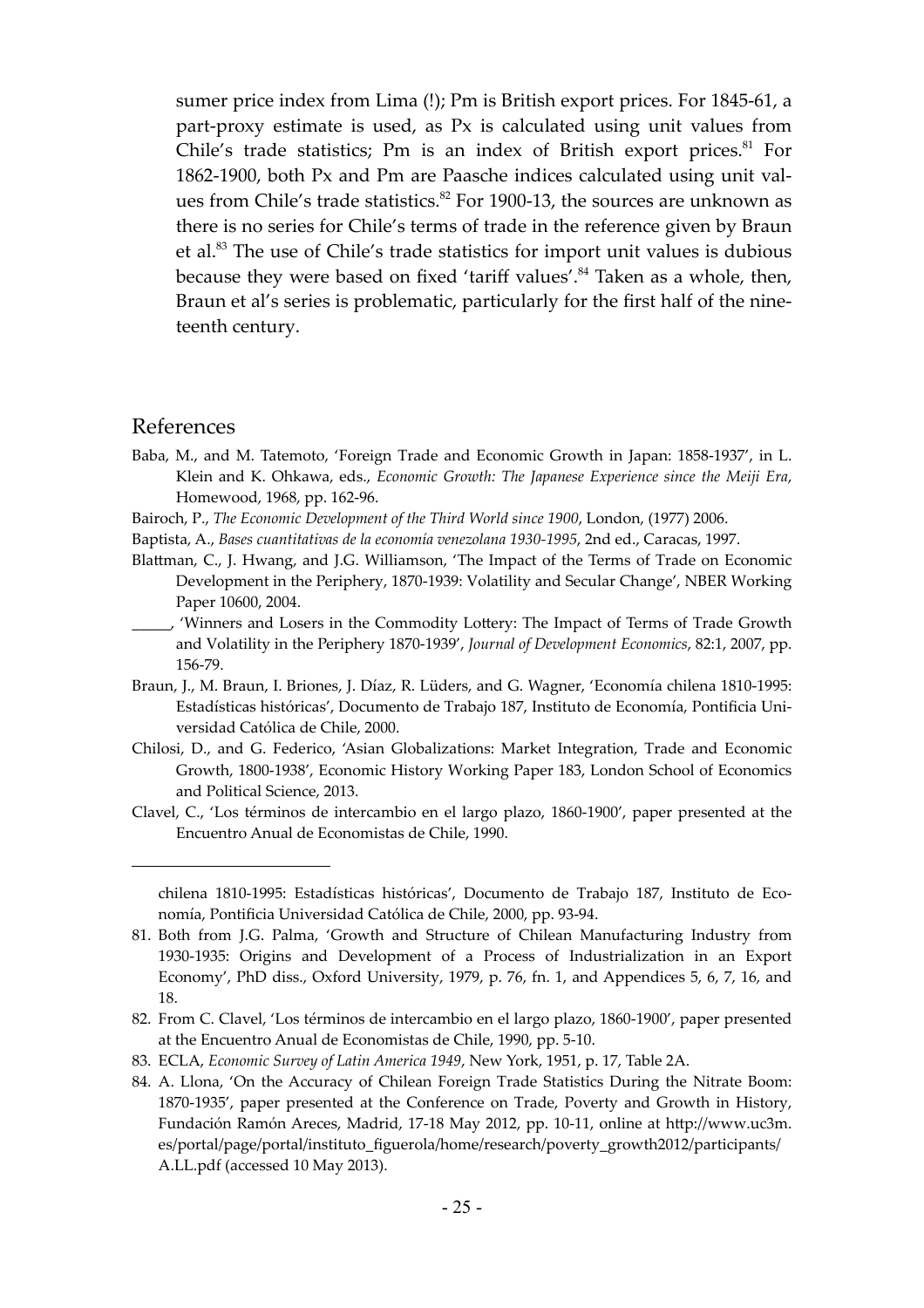sumer price index from Lima (!); Pm is British export prices. For 1845-61, a part-proxy estimate is used, as Px is calculated using unit values from Chile's trade statistics; Pm is an index of British export prices.[81] For 1862-1900, both Px and Pm are Paasche indices calculated using unit values from Chile's trade statistics.[82] For 1900-13, the sources are unknown as there is no series for Chile's terms of trade in the reference given by Braun et al.[83] The use of Chile's trade statistics for import unit values is dubious because they were based on fixed 'tariff values'.[84] Taken as a whole, then, Braun et al's series is problematic, particularly for the first half of the nineteenth century.

## References

Baba, M., and M. Tatemoto, 'Foreign Trade and Economic Growth in Japan: 1858-1937', in L. Klein and K. Ohkawa, eds., *Economic Growth: The Japanese Experience since the Meiji Era*, Homewood, 1968, pp. 162-96.

Bairoch, P., *The Economic Development of the Third World since 1900*, London, (1977) 2006.

Baptista, A., *Bases cuantitativas de la economía venezolana 1930-1995*, 2nd ed., Caracas, 1997.

Blattman, C., J. Hwang, and J.G. Williamson, 'The Impact of the Terms of Trade on Economic Development in the Periphery, 1870-1939: Volatility and Secular Change', NBER Working Paper 10600, 2004.

_____, 'Winners and Losers in the Commodity Lottery: The Impact of Terms of Trade Growth and Volatility in the Periphery 1870-1939', *Journal of Development Economics*, 82:1, 2007, pp. 156-79.

Braun, J., M. Braun, I. Briones, J. Díaz, R. Lüders, and G. Wagner, 'Economía chilena 1810-1995: Estadísticas históricas', Documento de Trabajo 187, Instituto de Economía, Pontificia Universidad Católica de Chile, 2000.

Chilosi, D., and G. Federico, 'Asian Globalizations: Market Integration, Trade and Economic Growth, 1800-1938', Economic History Working Paper 183, London School of Economics and Political Science, 2013.

Clavel, C., 'Los términos de intercambio en el largo plazo, 1860-1900', paper presented at the Encuentro Anual de Economistas de Chile, 1990.

---

chilena 1810-1995: Estadísticas históricas', Documento de Trabajo 187, Instituto de Economía, Pontificia Universidad Católica de Chile, 2000, pp. 93-94.

81. Both from J.G. Palma, 'Growth and Structure of Chilean Manufacturing Industry from 1930-1935: Origins and Development of a Process of Industrialization in an Export Economy', PhD diss., Oxford University, 1979, p. 76, fn. 1, and Appendices 5, 6, 7, 16, and 18.
82. From C. Clavel, 'Los términos de intercambio en el largo plazo, 1860-1900', paper presented at the Encuentro Anual de Economistas de Chile, 1990, pp. 5-10.
83. ECLA, *Economic Survey of Latin America 1949*, New York, 1951, p. 17, Table 2A.
84. A. Llona, 'On the Accuracy of Chilean Foreign Trade Statistics During the Nitrate Boom: 1870-1935', paper presented at the Conference on Trade, Poverty and Growth in History, Fundación Ramón Areces, Madrid, 17-18 May 2012, pp. 10-11, online at http://www.uc3m.es/portal/page/portal/instituto_figuerola/home/research/poverty_growth2012/participants/A.LL.pdf (accessed 10 May 2013).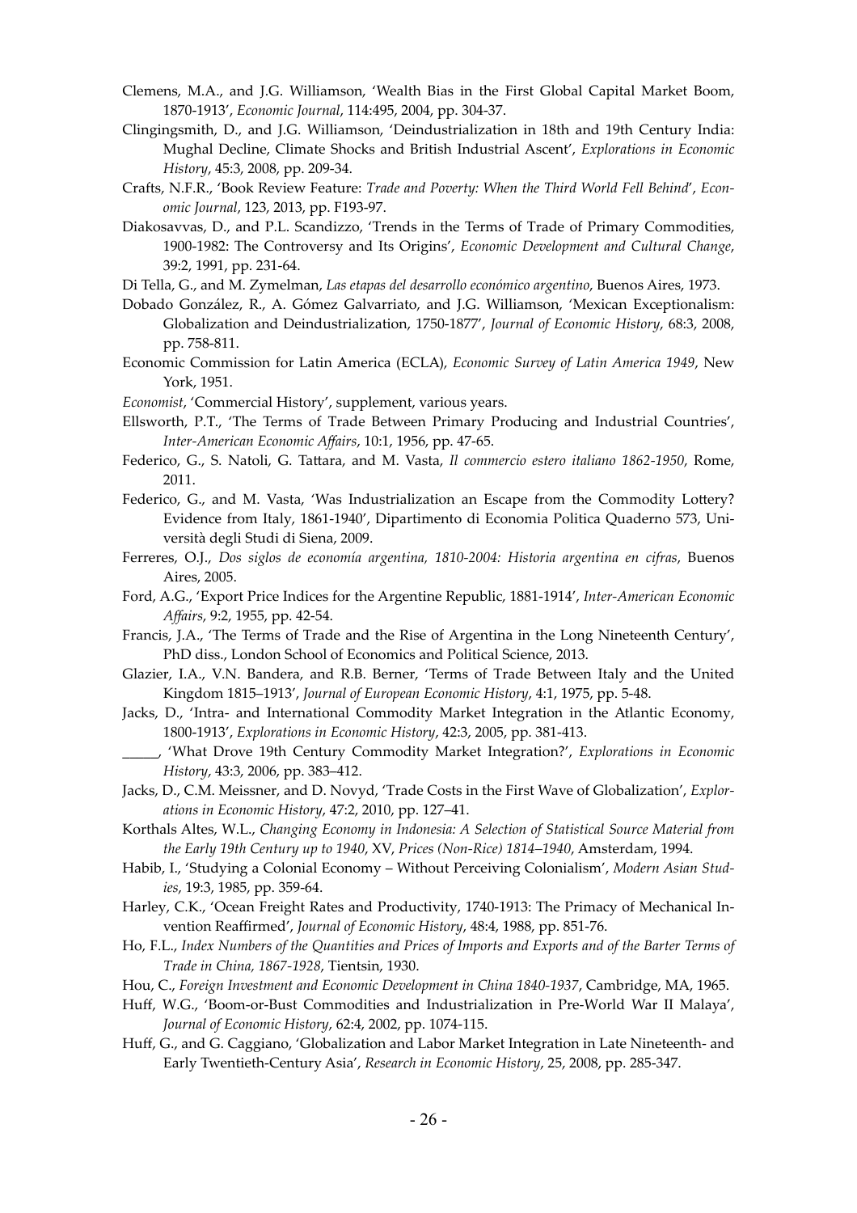Clemens, M.A., and J.G. Williamson, 'Wealth Bias in the First Global Capital Market Boom, 1870-1913', *Economic Journal*, 114:495, 2004, pp. 304-37.

Clingingsmith, D., and J.G. Williamson, 'Deindustrialization in 18th and 19th Century India: Mughal Decline, Climate Shocks and British Industrial Ascent', *Explorations in Economic History*, 45:3, 2008, pp. 209-34.

Crafts, N.F.R., 'Book Review Feature: *Trade and Poverty: When the Third World Fell Behind*', *Economic Journal*, 123, 2013, pp. F193-97.

Diakosavvas, D., and P.L. Scandizzo, 'Trends in the Terms of Trade of Primary Commodities, 1900-1982: The Controversy and Its Origins', *Economic Development and Cultural Change*, 39:2, 1991, pp. 231-64.

Di Tella, G., and M. Zymelman, *Las etapas del desarrollo económico argentino*, Buenos Aires, 1973.

Dobado González, R., A. Gómez Galvarriato, and J.G. Williamson, 'Mexican Exceptionalism: Globalization and Deindustrialization, 1750-1877', *Journal of Economic History*, 68:3, 2008, pp. 758-811.

Economic Commission for Latin America (ECLA), *Economic Survey of Latin America 1949*, New York, 1951.

*Economist*, 'Commercial History', supplement, various years.

Ellsworth, P.T., 'The Terms of Trade Between Primary Producing and Industrial Countries', *Inter-American Economic Affairs*, 10:1, 1956, pp. 47-65.

Federico, G., S. Natoli, G. Tattara, and M. Vasta, *Il commercio estero italiano 1862-1950*, Rome, 2011.

Federico, G., and M. Vasta, 'Was Industrialization an Escape from the Commodity Lottery? Evidence from Italy, 1861-1940', Dipartimento di Economia Politica Quaderno 573, Università degli Studi di Siena, 2009.

Ferreres, O.J., *Dos siglos de economía argentina, 1810-2004: Historia argentina en cifras*, Buenos Aires, 2005.

Ford, A.G., 'Export Price Indices for the Argentine Republic, 1881-1914', *Inter-American Economic Affairs*, 9:2, 1955, pp. 42-54.

Francis, J.A., 'The Terms of Trade and the Rise of Argentina in the Long Nineteenth Century', PhD diss., London School of Economics and Political Science, 2013.

Glazier, I.A., V.N. Bandera, and R.B. Berner, 'Terms of Trade Between Italy and the United Kingdom 1815–1913', *Journal of European Economic History*, 4:1, 1975, pp. 5-48.

Jacks, D., 'Intra- and International Commodity Market Integration in the Atlantic Economy, 1800-1913', *Explorations in Economic History*, 42:3, 2005, pp. 381-413.

_____, 'What Drove 19th Century Commodity Market Integration?', *Explorations in Economic History*, 43:3, 2006, pp. 383–412.

Jacks, D., C.M. Meissner, and D. Novyd, 'Trade Costs in the First Wave of Globalization', *Explorations in Economic History*, 47:2, 2010, pp. 127–41.

Korthals Altes, W.L., *Changing Economy in Indonesia: A Selection of Statistical Source Material from the Early 19th Century up to 1940*, XV, *Prices (Non-Rice) 1814–1940*, Amsterdam, 1994.

Habib, I., 'Studying a Colonial Economy – Without Perceiving Colonialism', *Modern Asian Studies*, 19:3, 1985, pp. 359-64.

Harley, C.K., 'Ocean Freight Rates and Productivity, 1740-1913: The Primacy of Mechanical Invention Reaffirmed', *Journal of Economic History*, 48:4, 1988, pp. 851-76.

Ho, F.L., *Index Numbers of the Quantities and Prices of Imports and Exports and of the Barter Terms of Trade in China, 1867-1928*, Tientsin, 1930.

Hou, C., *Foreign Investment and Economic Development in China 1840-1937*, Cambridge, MA, 1965.

Huff, W.G., 'Boom-or-Bust Commodities and Industrialization in Pre-World War II Malaya', *Journal of Economic History*, 62:4, 2002, pp. 1074-115.

Huff, G., and G. Caggiano, 'Globalization and Labor Market Integration in Late Nineteenth- and Early Twentieth-Century Asia', *Research in Economic History*, 25, 2008, pp. 285-347.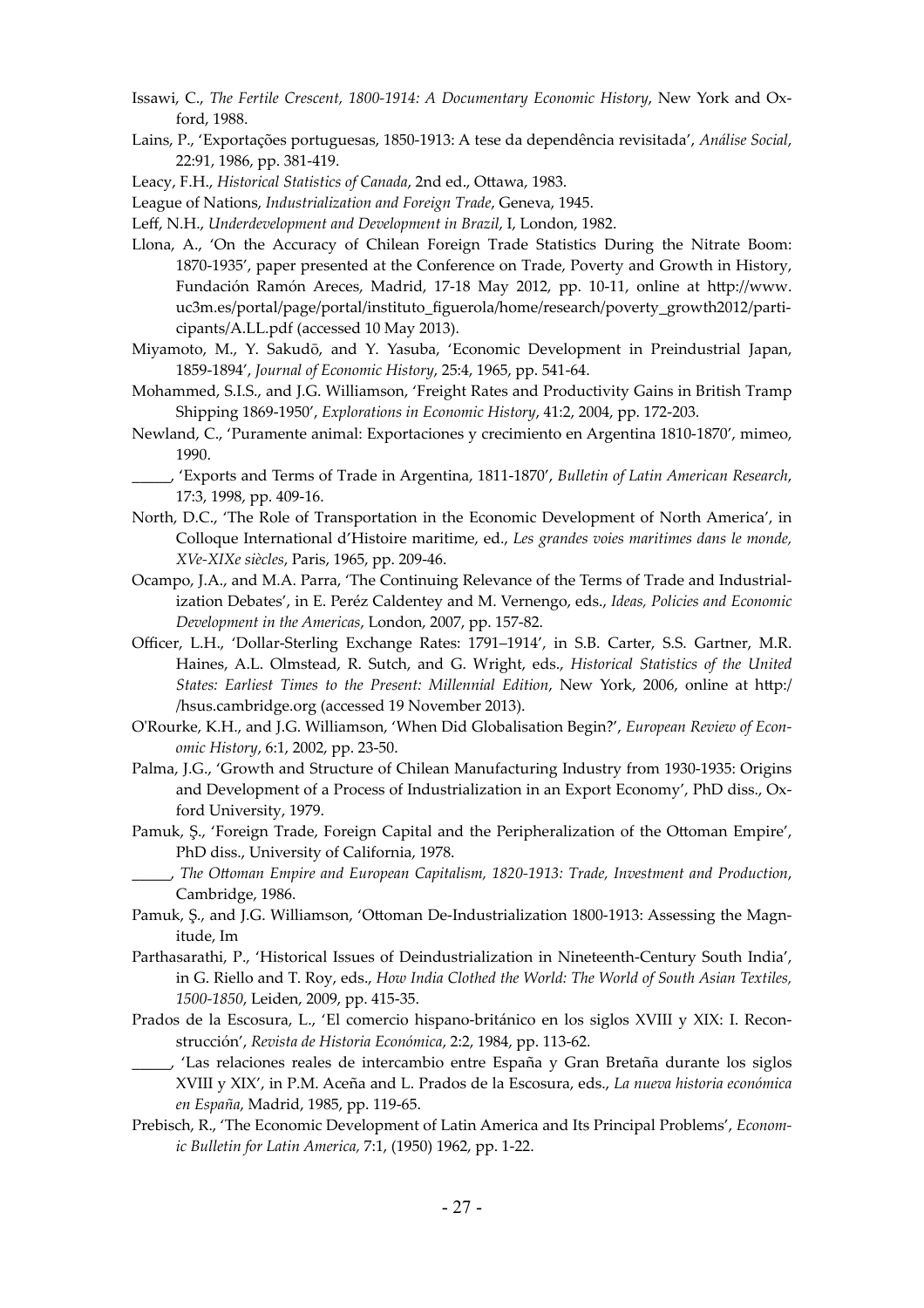Issawi, C., *The Fertile Crescent, 1800-1914: A Documentary Economic History*, New York and Oxford, 1988.

Lains, P., 'Exportações portuguesas, 1850-1913: A tese da dependência revisitada', *Análise Social*, 22:91, 1986, pp. 381-419.

Leacy, F.H., *Historical Statistics of Canada*, 2nd ed., Ottawa, 1983.

League of Nations, *Industrialization and Foreign Trade*, Geneva, 1945.

Leff, N.H., *Underdevelopment and Development in Brazil*, I, London, 1982.

Llona, A., 'On the Accuracy of Chilean Foreign Trade Statistics During the Nitrate Boom: 1870-1935', paper presented at the Conference on Trade, Poverty and Growth in History, Fundación Ramón Areces, Madrid, 17-18 May 2012, pp. 10-11, online at http://www.uc3m.es/portal/page/portal/instituto_figuerola/home/research/poverty_growth2012/participants/A.LL.pdf (accessed 10 May 2013).

Miyamoto, M., Y. Sakudō, and Y. Yasuba, 'Economic Development in Preindustrial Japan, 1859-1894', *Journal of Economic History*, 25:4, 1965, pp. 541-64.

Mohammed, S.I.S., and J.G. Williamson, 'Freight Rates and Productivity Gains in British Tramp Shipping 1869-1950', *Explorations in Economic History*, 41:2, 2004, pp. 172-203.

Newland, C., 'Puramente animal: Exportaciones y crecimiento en Argentina 1810-1870', mimeo, 1990.

_____, 'Exports and Terms of Trade in Argentina, 1811-1870', *Bulletin of Latin American Research*, 17:3, 1998, pp. 409-16.

North, D.C., 'The Role of Transportation in the Economic Development of North America', in Colloque International d'Histoire maritime, ed., *Les grandes voies maritimes dans le monde, XVe-XIXe siècles*, Paris, 1965, pp. 209-46.

Ocampo, J.A., and M.A. Parra, 'The Continuing Relevance of the Terms of Trade and Industrialization Debates', in E. Peréz Caldentey and M. Vernengo, eds., *Ideas, Policies and Economic Development in the Americas*, London, 2007, pp. 157-82.

Officer, L.H., 'Dollar-Sterling Exchange Rates: 1791–1914', in S.B. Carter, S.S. Gartner, M.R. Haines, A.L. Olmstead, R. Sutch, and G. Wright, eds., *Historical Statistics of the United States: Earliest Times to the Present: Millennial Edition*, New York, 2006, online at http://hsus.cambridge.org (accessed 19 November 2013).

O'Rourke, K.H., and J.G. Williamson, 'When Did Globalisation Begin?', *European Review of Economic History*, 6:1, 2002, pp. 23-50.

Palma, J.G., 'Growth and Structure of Chilean Manufacturing Industry from 1930-1935: Origins and Development of a Process of Industrialization in an Export Economy', PhD diss., Oxford University, 1979.

Pamuk, Ş., 'Foreign Trade, Foreign Capital and the Peripheralization of the Ottoman Empire', PhD diss., University of California, 1978.

_____, *The Ottoman Empire and European Capitalism, 1820-1913: Trade, Investment and Production*, Cambridge, 1986.

Pamuk, Ş., and J.G. Williamson, 'Ottoman De-Industrialization 1800-1913: Assessing the Magnitude, Im

Parthasarathi, P., 'Historical Issues of Deindustrialization in Nineteenth-Century South India', in G. Riello and T. Roy, eds., *How India Clothed the World: The World of South Asian Textiles, 1500-1850*, Leiden, 2009, pp. 415-35.

Prados de la Escosura, L., 'El comercio hispano-británico en los siglos XVIII y XIX: I. Reconstrucción', *Revista de Historia Económica*, 2:2, 1984, pp. 113-62.

_____, 'Las relaciones reales de intercambio entre España y Gran Bretaña durante los siglos XVIII y XIX', in P.M. Aceña and L. Prados de la Escosura, eds., *La nueva historia económica en España*, Madrid, 1985, pp. 119-65.

Prebisch, R., 'The Economic Development of Latin America and Its Principal Problems', *Economic Bulletin for Latin America,* 7:1, (1950) 1962, pp. 1-22.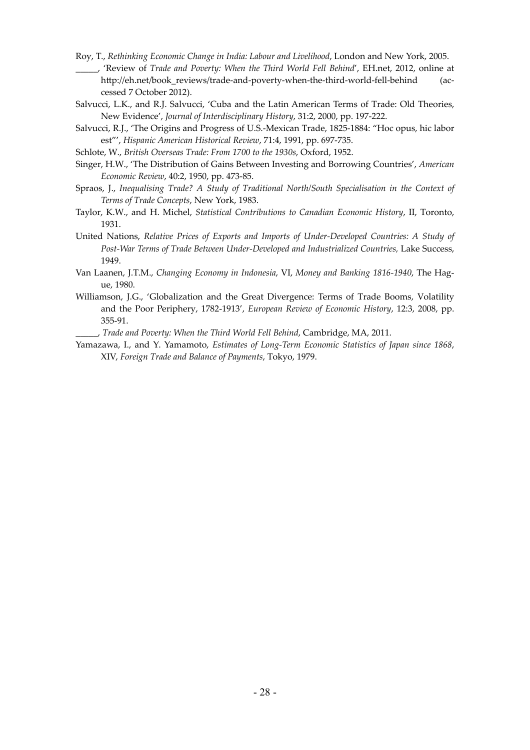Roy, T., *Rethinking Economic Change in India: Labour and Livelihood*, London and New York, 2005.

_____, 'Review of *Trade and Poverty: When the Third World Fell Behind*', EH.net, 2012, online at http://eh.net/book_reviews/trade-and-poverty-when-the-third-world-fell-behind (accessed 7 October 2012).

Salvucci, L.K., and R.J. Salvucci, 'Cuba and the Latin American Terms of Trade: Old Theories, New Evidence', *Journal of Interdisciplinary History*, 31:2, 2000, pp. 197-222.

Salvucci, R.J., 'The Origins and Progress of U.S.-Mexican Trade, 1825-1884: "Hoc opus, hic labor est"', *Hispanic American Historical Review*, 71:4, 1991, pp. 697-735.

Schlote, W., *British Overseas Trade: From 1700 to the 1930s*, Oxford, 1952.

Singer, H.W., 'The Distribution of Gains Between Investing and Borrowing Countries', *American Economic Review*, 40:2, 1950, pp. 473-85.

Spraos, J., *Inequalising Trade? A Study of Traditional North/South Specialisation in the Context of Terms of Trade Concepts*, New York, 1983.

Taylor, K.W., and H. Michel, *Statistical Contributions to Canadian Economic History*, II, Toronto, 1931.

United Nations, *Relative Prices of Exports and Imports of Under-Developed Countries: A Study of Post-War Terms of Trade Between Under-Developed and Industrialized Countries,* Lake Success, 1949.

Van Laanen, J.T.M., *Changing Economy in Indonesia*, VI, *Money and Banking 1816-1940*, The Hague, 1980.

Williamson, J.G., 'Globalization and the Great Divergence: Terms of Trade Booms, Volatility and the Poor Periphery, 1782-1913', *European Review of Economic History*, 12:3, 2008, pp. 355-91.

_____, *Trade and Poverty: When the Third World Fell Behind*, Cambridge, MA, 2011.

Yamazawa, I., and Y. Yamamoto, *Estimates of Long-Term Economic Statistics of Japan since 1868*, XIV, *Foreign Trade and Balance of Payments*, Tokyo, 1979.